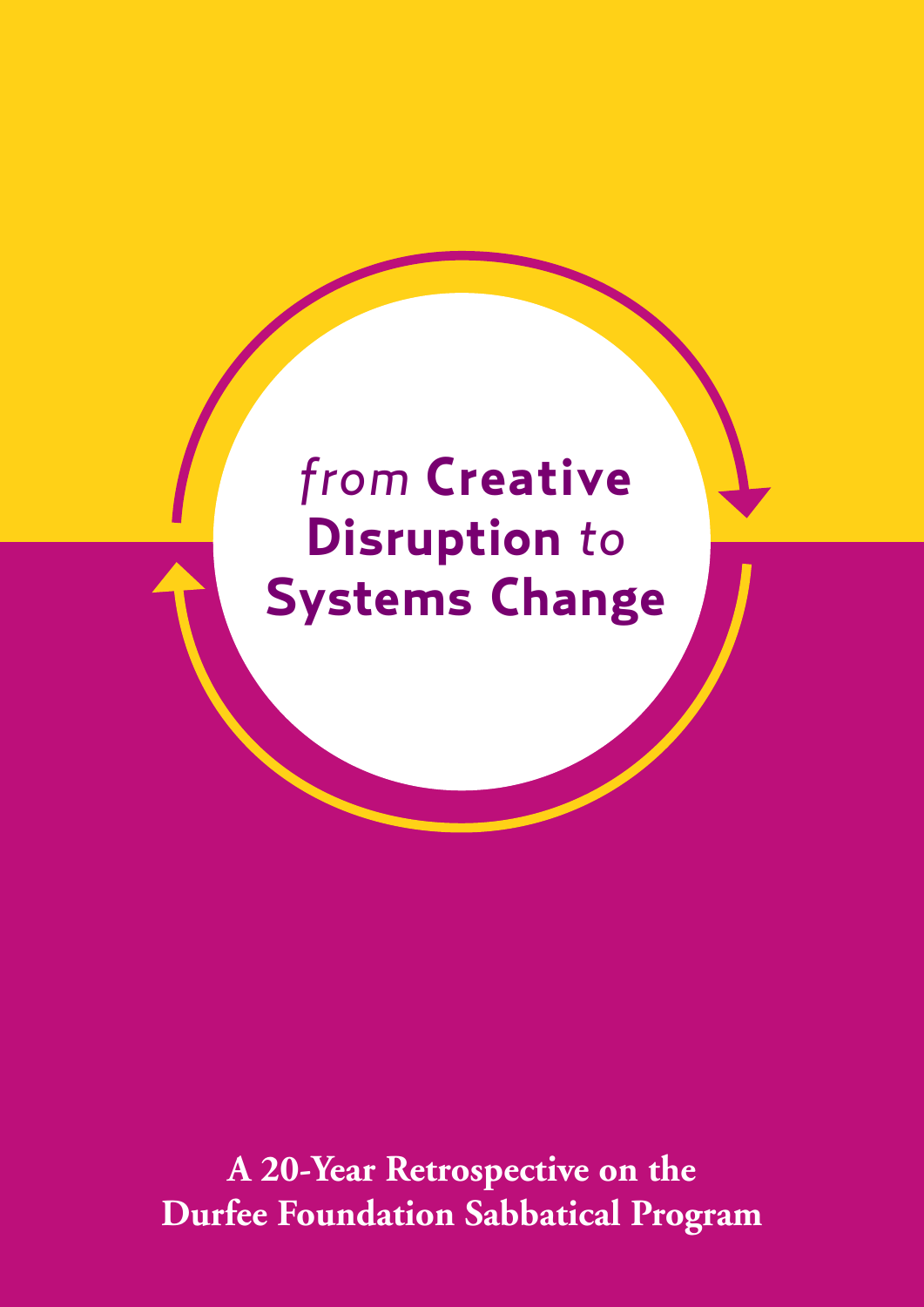# *from* Creative Disruption *to* Systems Change

**A 20-Year Retrospective on the Durfee Foundation Sabbatical Program**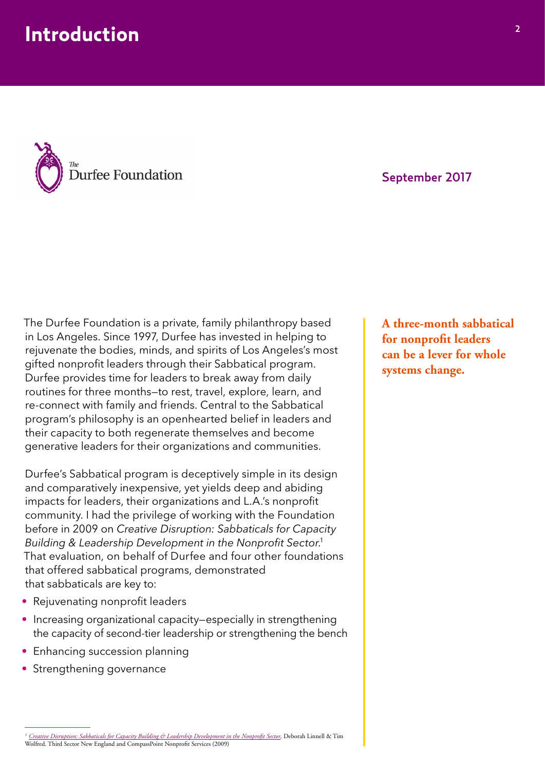# Introduction

The Durfee Foundation

September 2017

The Durfee Foundation is a private, family philanthropy based in Los Angeles. Since 1997, Durfee has invested in helping to rejuvenate the bodies, minds, and spirits of Los Angeles's most gifted nonprofit leaders through their Sabbatical program. Durfee provides time for leaders to break away from daily routines for three months—to rest, travel, explore, learn, and re-connect with family and friends. Central to the Sabbatical program's philosophy is an openhearted belief in leaders and their capacity to both regenerate themselves and become generative leaders for their organizations and communities.

**A three-month sabbatical for nonprofit leaders can be a lever for whole systems change.**

Durfee's Sabbatical program is deceptively simple in its design and comparatively inexpensive, yet yields deep and abiding impacts for leaders, their organizations and L.A.'s nonprofit community. I had the privilege of working with the Foundation before in 2009 on *Creative Disruption: Sabbaticals for Capacity Building & Leadership Development in the Nonprofit Sector.*[1] That evaluation, on behalf of Durfee and four other foundations that offered sabbatical programs, demonstrated that sabbaticals are key to:

- Rejuvenating nonprofit leaders
- Increasing organizational capacity—especially in strengthening the capacity of second-tier leadership or strengthening the bench
- Enhancing succession planning
- Strengthening governance

[1] *Creative Disruption: Sabbaticals for Capacity Building & Leadership Development in the Nonprofit Sector*, Deborah Linnell & Tim Wolfred. Third Sector New England and CompassPoint Nonprofit Services (2009)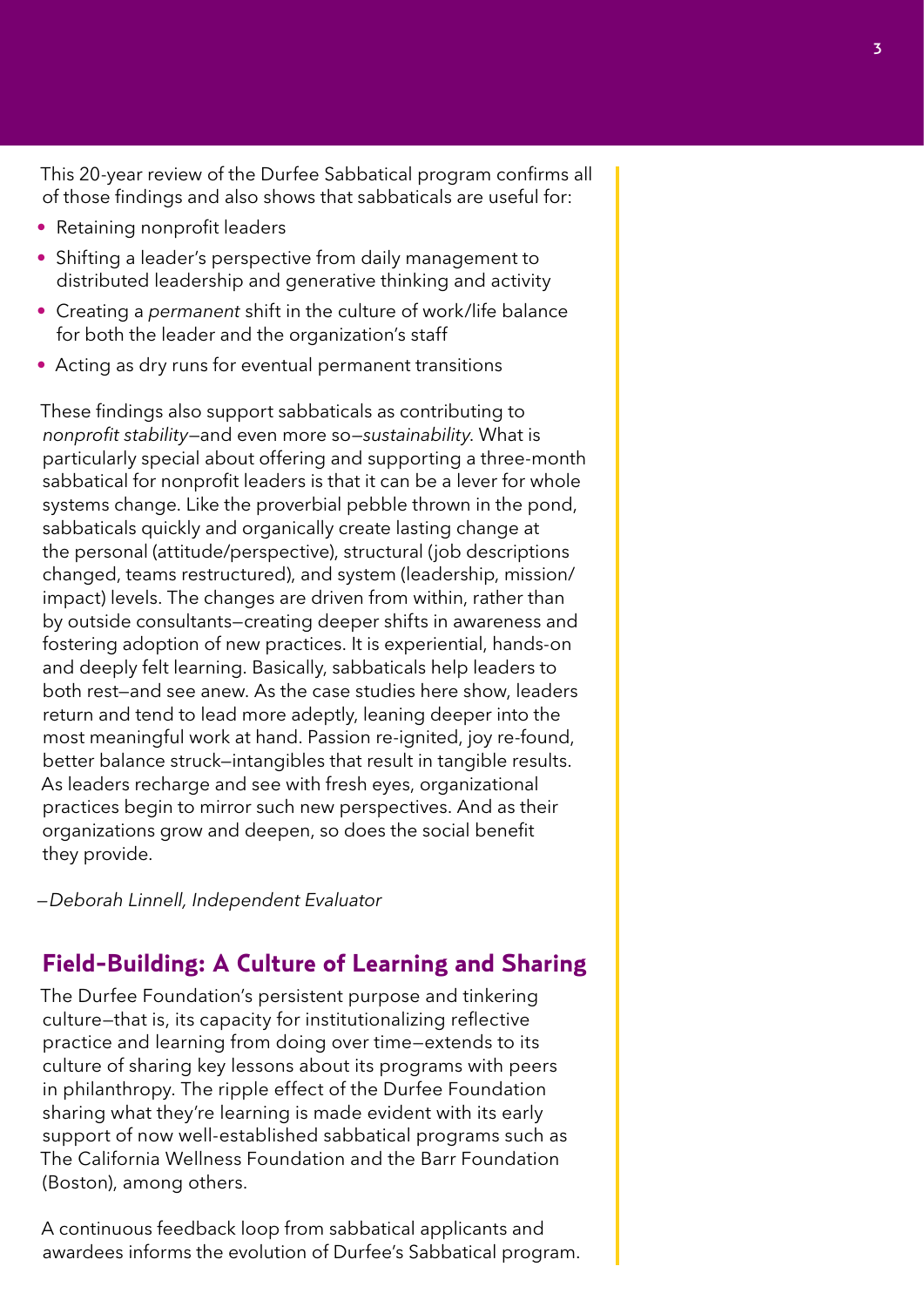This 20-year review of the Durfee Sabbatical program confirms all of those findings and also shows that sabbaticals are useful for:

- Retaining nonprofit leaders
- Shifting a leader's perspective from daily management to distributed leadership and generative thinking and activity
- Creating a *permanent* shift in the culture of work/life balance for both the leader and the organization's staff
- Acting as dry runs for eventual permanent transitions

These findings also support sabbaticals as contributing to *nonprofit stability*—and even more so—*sustainability*. What is particularly special about offering and supporting a three-month sabbatical for nonprofit leaders is that it can be a lever for whole systems change. Like the proverbial pebble thrown in the pond, sabbaticals quickly and organically create lasting change at the personal (attitude/perspective), structural (job descriptions changed, teams restructured), and system (leadership, mission/impact) levels. The changes are driven from within, rather than by outside consultants—creating deeper shifts in awareness and fostering adoption of new practices. It is experiential, hands-on and deeply felt learning. Basically, sabbaticals help leaders to both rest—and see anew. As the case studies here show, leaders return and tend to lead more adeptly, leaning deeper into the most meaningful work at hand. Passion re-ignited, joy re-found, better balance struck—intangibles that result in tangible results. As leaders recharge and see with fresh eyes, organizational practices begin to mirror such new perspectives. And as their organizations grow and deepen, so does the social benefit they provide.

*—Deborah Linnell, Independent Evaluator*

## Field-Building: A Culture of Learning and Sharing

The Durfee Foundation's persistent purpose and tinkering culture—that is, its capacity for institutionalizing reflective practice and learning from doing over time—extends to its culture of sharing key lessons about its programs with peers in philanthropy. The ripple effect of the Durfee Foundation sharing what they're learning is made evident with its early support of now well-established sabbatical programs such as The California Wellness Foundation and the Barr Foundation (Boston), among others.

A continuous feedback loop from sabbatical applicants and awardees informs the evolution of Durfee's Sabbatical program.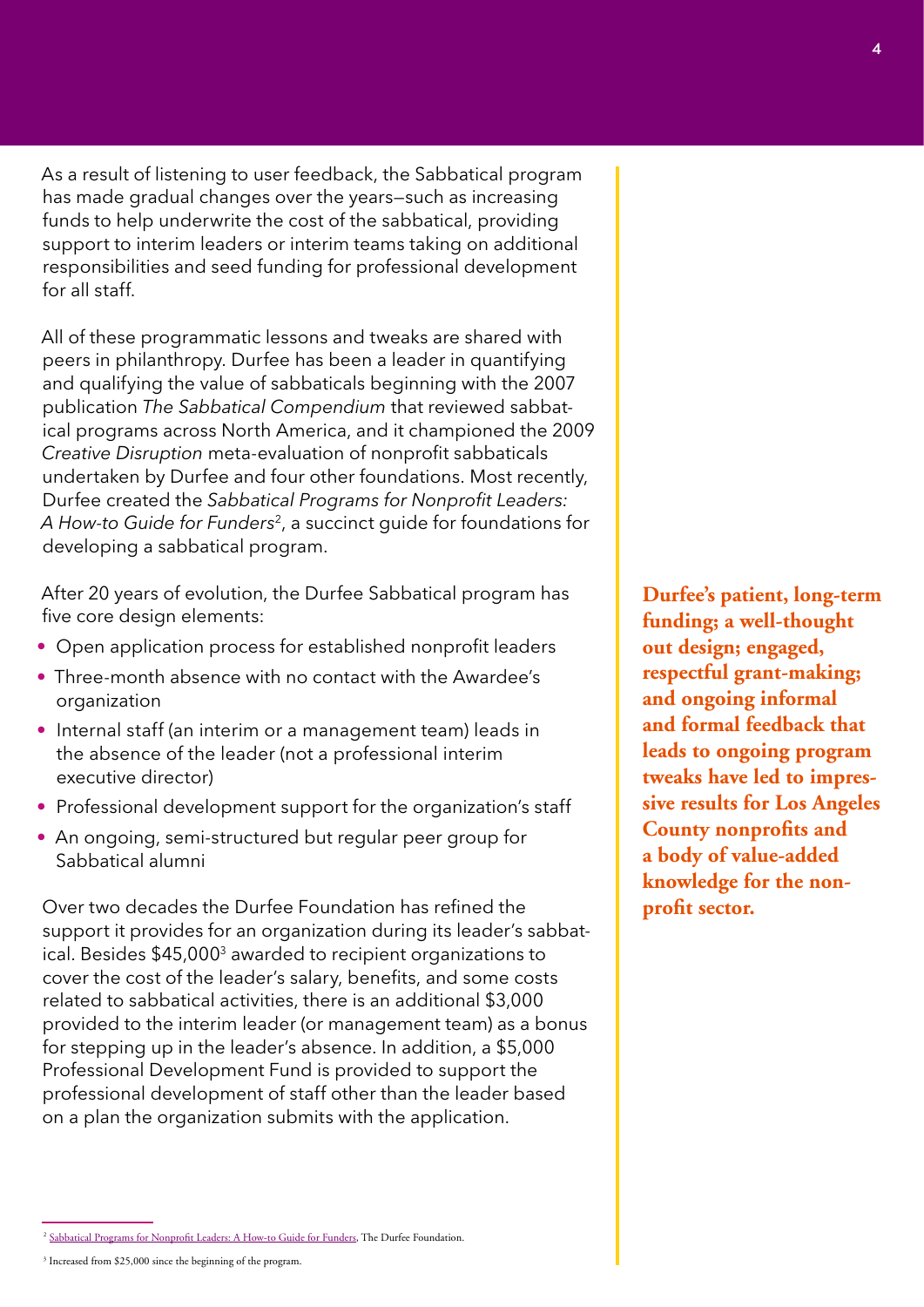As a result of listening to user feedback, the Sabbatical program has made gradual changes over the years—such as increasing funds to help underwrite the cost of the sabbatical, providing support to interim leaders or interim teams taking on additional responsibilities and seed funding for professional development for all staff.

All of these programmatic lessons and tweaks are shared with peers in philanthropy. Durfee has been a leader in quantifying and qualifying the value of sabbaticals beginning with the 2007 publication *The Sabbatical Compendium* that reviewed sabbatical programs across North America, and it championed the 2009 *Creative Disruption* meta-evaluation of nonprofit sabbaticals undertaken by Durfee and four other foundations. Most recently, Durfee created the *Sabbatical Programs for Nonprofit Leaders: A How-to Guide for Funders*[2], a succinct guide for foundations for developing a sabbatical program.

After 20 years of evolution, the Durfee Sabbatical program has five core design elements:

- Open application process for established nonprofit leaders
- Three-month absence with no contact with the Awardee's organization
- Internal staff (an interim or a management team) leads in the absence of the leader (not a professional interim executive director)
- Professional development support for the organization's staff
- An ongoing, semi-structured but regular peer group for Sabbatical alumni

Over two decades the Durfee Foundation has refined the support it provides for an organization during its leader's sabbatical. Besides $45,000[3] awarded to recipient organizations to cover the cost of the leader's salary, benefits, and some costs related to sabbatical activities, there is an additional $3,000 provided to the interim leader (or management team) as a bonus for stepping up in the leader's absence. In addition, a $5,000 Professional Development Fund is provided to support the professional development of staff other than the leader based on a plan the organization submits with the application.

**Durfee's patient, long-term funding; a well-thought out design; engaged, respectful grant-making; and ongoing informal and formal feedback that leads to ongoing program tweaks have led to impressive results for Los Angeles County nonprofits and a body of value-added knowledge for the nonprofit sector.**

---

[2] Sabbatical Programs for Nonprofit Leaders: A How-to Guide for Funders, The Durfee Foundation.

[3] Increased from $25,000 since the beginning of the program.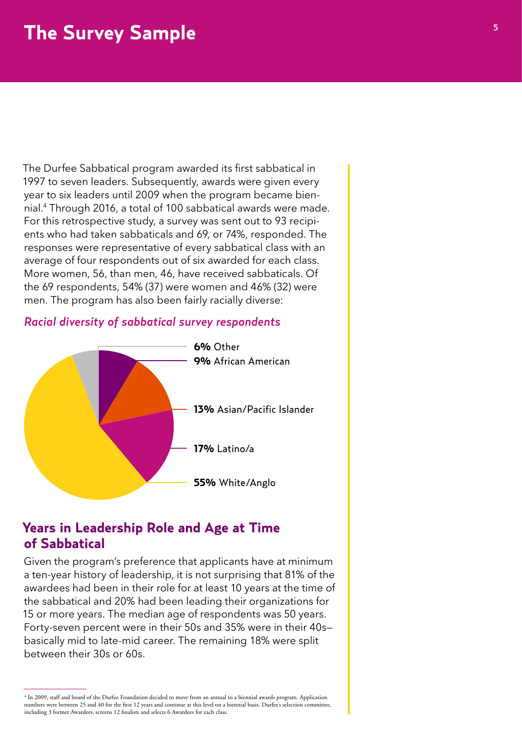# The Survey Sample

The Durfee Sabbatical program awarded its first sabbatical in 1997 to seven leaders. Subsequently, awards were given every year to six leaders until 2009 when the program became biennial.[4] Through 2016, a total of 100 sabbatical awards were made. For this retrospective study, a survey was sent out to 93 recipients who had taken sabbaticals and 69, or 74%, responded. The responses were representative of every sabbatical class with an average of four respondents out of six awarded for each class. More women, 56, than men, 46, have received sabbaticals. Of the 69 respondents, 54% (37) were women and 46% (32) were men. The program has also been fairly racially diverse:

*Racial diversity of sabbatical survey respondents*

- **6%** Other
- **9%** African American
- **13%** Asian/Pacific Islander
- **17%** Latino/a
- **55%** White/Anglo

## Years in Leadership Role and Age at Time of Sabbatical

Given the program's preference that applicants have at minimum a ten-year history of leadership, it is not surprising that 81% of the awardees had been in their role for at least 10 years at the time of the sabbatical and 20% had been leading their organizations for 15 or more years. The median age of respondents was 50 years. Forty-seven percent were in their 50s and 35% were in their 40s—basically mid to late-mid career. The remaining 18% were split between their 30s or 60s.

[4] In 2009, staff and board of the Durfee Foundation decided to move from an annual to a biennial awards program. Application numbers were between 25 and 40 for the first 12 years and continue at this level on a biennial basis. Durfee's selection committee, including 3 former Awardees, screens 12 finalists and selects 6 Awardees for each class.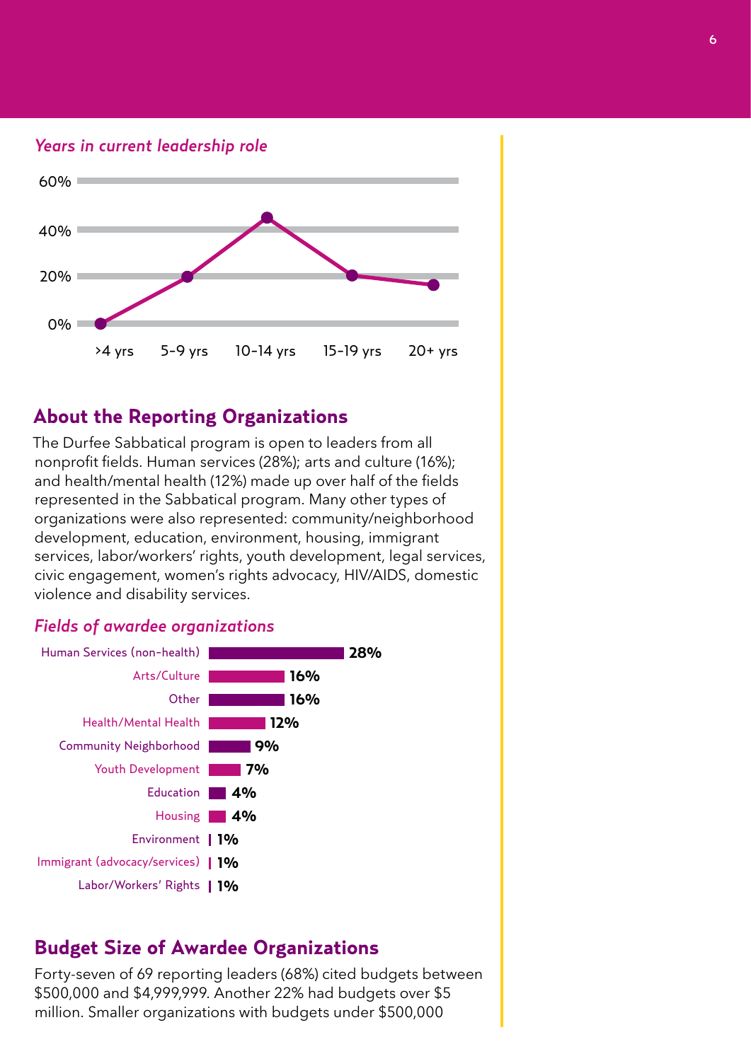*Years in current leadership role*

| | >4 yrs | 5-9 yrs | 10-14 yrs | 15-19 yrs | 20+ yrs |
|---|---|---|---|---|---|

## About the Reporting Organizations

The Durfee Sabbatical program is open to leaders from all nonprofit fields. Human services (28%); arts and culture (16%); and health/mental health (12%) made up over half of the fields represented in the Sabbatical program. Many other types of organizations were also represented: community/neighborhood development, education, environment, housing, immigrant services, labor/workers' rights, youth development, legal services, civic engagement, women's rights advocacy, HIV/AIDS, domestic violence and disability services.

*Fields of awardee organizations*

| Field | Percentage |
|---|---|
| Human Services (non-health) | 28% |
| Arts/Culture | 16% |
| Other | 16% |
| Health/Mental Health | 12% |
| Community Neighborhood | 9% |
| Youth Development | 7% |
| Education | 4% |
| Housing | 4% |
| Environment | 1% |
| Immigrant (advocacy/services) | 1% |
| Labor/Workers' Rights | 1% |

## Budget Size of Awardee Organizations

Forty-seven of 69 reporting leaders (68%) cited budgets between $500,000 and $4,999,999. Another 22% had budgets over $5 million. Smaller organizations with budgets under $500,000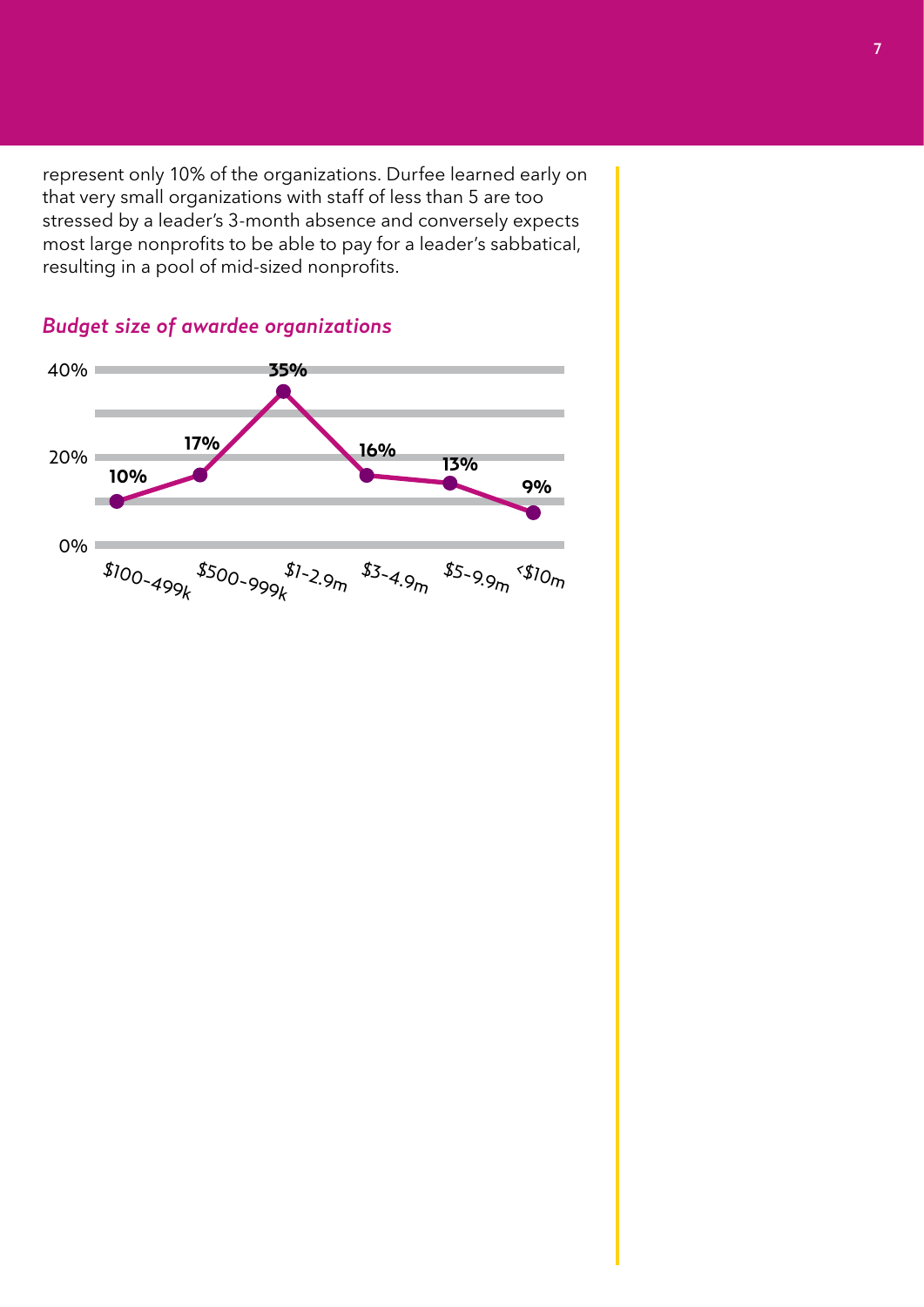represent only 10% of the organizations. Durfee learned early on that very small organizations with staff of less than 5 are too stressed by a leader's 3-month absence and conversely expects most large nonprofits to be able to pay for a leader's sabbatical, resulting in a pool of mid-sized nonprofits.

*Budget size of awardee organizations*

| Budget size | Percentage |
| --- | --- |
| $100-499k | 10% |
| $500-999k | 17% |
| $1-2.9m | 35% |
| $3-4.9m | 16% |
| $5-9.9m | 13% |
| <$10m | 9% |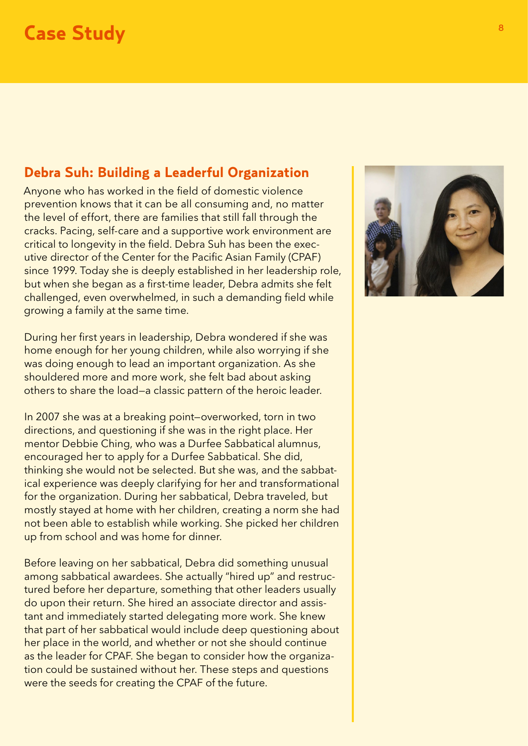# Case Study

## Debra Suh: Building a Leaderful Organization

Anyone who has worked in the field of domestic violence prevention knows that it can be all consuming and, no matter the level of effort, there are families that still fall through the cracks. Pacing, self-care and a supportive work environment are critical to longevity in the field. Debra Suh has been the executive director of the Center for the Pacific Asian Family (CPAF) since 1999. Today she is deeply established in her leadership role, but when she began as a first-time leader, Debra admits she felt challenged, even overwhelmed, in such a demanding field while growing a family at the same time.

During her first years in leadership, Debra wondered if she was home enough for her young children, while also worrying if she was doing enough to lead an important organization. As she shouldered more and more work, she felt bad about asking others to share the load—a classic pattern of the heroic leader.

In 2007 she was at a breaking point—overworked, torn in two directions, and questioning if she was in the right place. Her mentor Debbie Ching, who was a Durfee Sabbatical alumnus, encouraged her to apply for a Durfee Sabbatical. She did, thinking she would not be selected. But she was, and the sabbatical experience was deeply clarifying for her and transformational for the organization. During her sabbatical, Debra traveled, but mostly stayed at home with her children, creating a norm she had not been able to establish while working. She picked her children up from school and was home for dinner.

Before leaving on her sabbatical, Debra did something unusual among sabbatical awardees. She actually "hired up" and restructured before her departure, something that other leaders usually do upon their return. She hired an associate director and assistant and immediately started delegating more work. She knew that part of her sabbatical would include deep questioning about her place in the world, and whether or not she should continue as the leader for CPAF. She began to consider how the organization could be sustained without her. These steps and questions were the seeds for creating the CPAF of the future.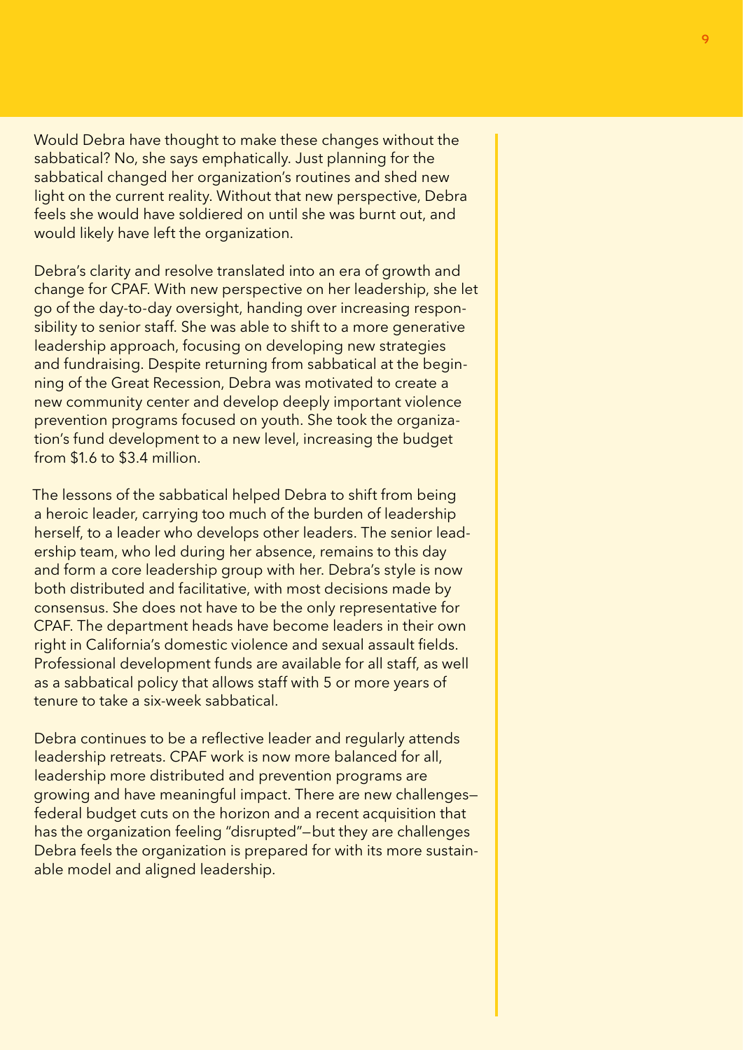Would Debra have thought to make these changes without the sabbatical? No, she says emphatically. Just planning for the sabbatical changed her organization's routines and shed new light on the current reality. Without that new perspective, Debra feels she would have soldiered on until she was burnt out, and would likely have left the organization.

Debra's clarity and resolve translated into an era of growth and change for CPAF. With new perspective on her leadership, she let go of the day-to-day oversight, handing over increasing responsibility to senior staff. She was able to shift to a more generative leadership approach, focusing on developing new strategies and fundraising. Despite returning from sabbatical at the beginning of the Great Recession, Debra was motivated to create a new community center and develop deeply important violence prevention programs focused on youth. She took the organization's fund development to a new level, increasing the budget from $1.6 to $3.4 million.

The lessons of the sabbatical helped Debra to shift from being a heroic leader, carrying too much of the burden of leadership herself, to a leader who develops other leaders. The senior leadership team, who led during her absence, remains to this day and form a core leadership group with her. Debra's style is now both distributed and facilitative, with most decisions made by consensus. She does not have to be the only representative for CPAF. The department heads have become leaders in their own right in California's domestic violence and sexual assault fields. Professional development funds are available for all staff, as well as a sabbatical policy that allows staff with 5 or more years of tenure to take a six-week sabbatical.

Debra continues to be a reflective leader and regularly attends leadership retreats. CPAF work is now more balanced for all, leadership more distributed and prevention programs are growing and have meaningful impact. There are new challenges—federal budget cuts on the horizon and a recent acquisition that has the organization feeling "disrupted"—but they are challenges Debra feels the organization is prepared for with its more sustainable model and aligned leadership.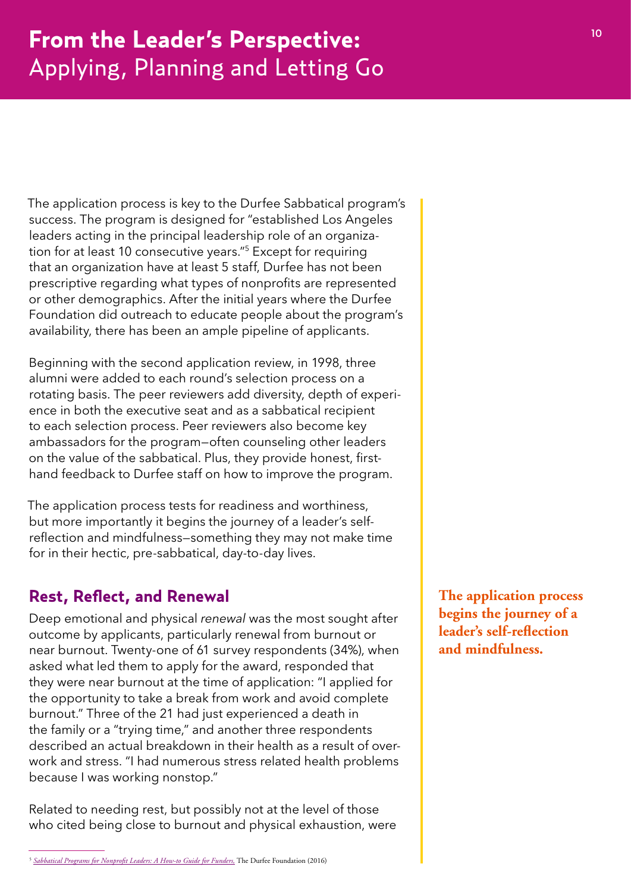# From the Leader's Perspective: Applying, Planning and Letting Go

The application process is key to the Durfee Sabbatical program's success. The program is designed for "established Los Angeles leaders acting in the principal leadership role of an organization for at least 10 consecutive years."[5] Except for requiring that an organization have at least 5 staff, Durfee has not been prescriptive regarding what types of nonprofits are represented or other demographics. After the initial years where the Durfee Foundation did outreach to educate people about the program's availability, there has been an ample pipeline of applicants.

Beginning with the second application review, in 1998, three alumni were added to each round's selection process on a rotating basis. The peer reviewers add diversity, depth of experience in both the executive seat and as a sabbatical recipient to each selection process. Peer reviewers also become key ambassadors for the program—often counseling other leaders on the value of the sabbatical. Plus, they provide honest, first-hand feedback to Durfee staff on how to improve the program.

The application process tests for readiness and worthiness, but more importantly it begins the journey of a leader's self-reflection and mindfulness—something they may not make time for in their hectic, pre-sabbatical, day-to-day lives.

**The application process begins the journey of a leader's self-reflection and mindfulness.**

## Rest, Reflect, and Renewal

Deep emotional and physical *renewal* was the most sought after outcome by applicants, particularly renewal from burnout or near burnout. Twenty-one of 61 survey respondents (34%), when asked what led them to apply for the award, responded that they were near burnout at the time of application: "I applied for the opportunity to take a break from work and avoid complete burnout." Three of the 21 had just experienced a death in the family or a "trying time," and another three respondents described an actual breakdown in their health as a result of overwork and stress. "I had numerous stress related health problems because I was working nonstop."

Related to needing rest, but possibly not at the level of those who cited being close to burnout and physical exhaustion, were

[5] *Sabbatical Programs for Nonprofit Leaders: A How-to Guide for Funders*, The Durfee Foundation (2016)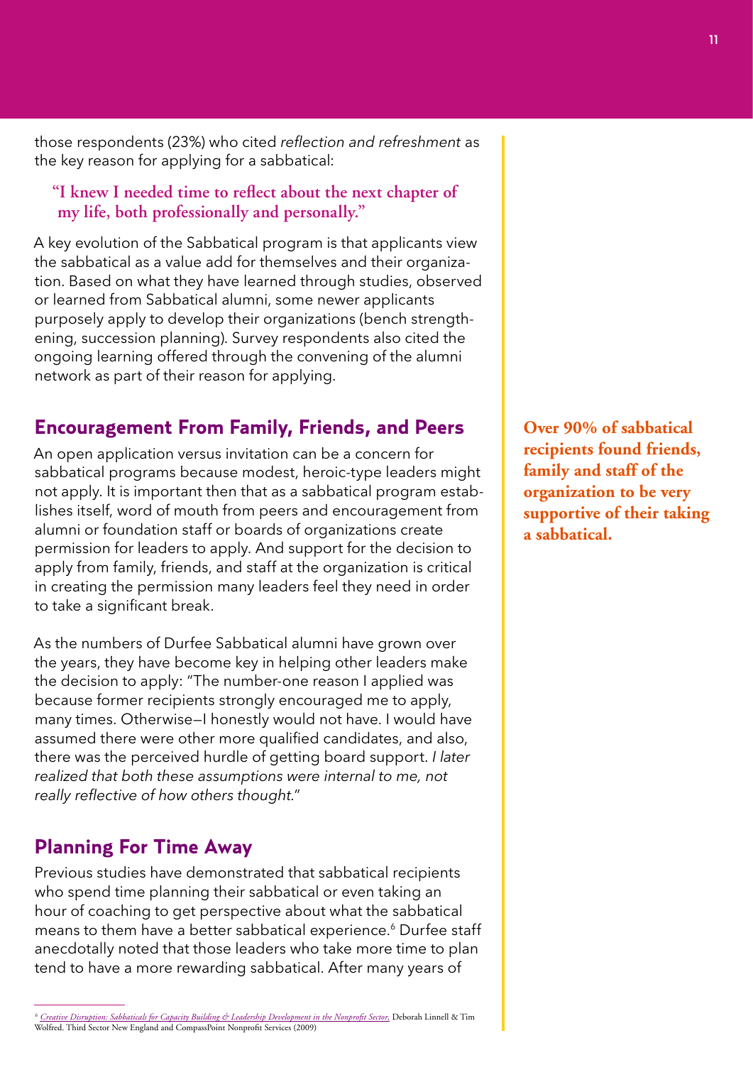those respondents (23%) who cited *reflection and refreshment* as the key reason for applying for a sabbatical:

> **"I knew I needed time to reflect about the next chapter of my life, both professionally and personally."**

A key evolution of the Sabbatical program is that applicants view the sabbatical as a value add for themselves and their organization. Based on what they have learned through studies, observed or learned from Sabbatical alumni, some newer applicants purposely apply to develop their organizations (bench strengthening, succession planning). Survey respondents also cited the ongoing learning offered through the convening of the alumni network as part of their reason for applying.

## Encouragement From Family, Friends, and Peers

**Over 90% of sabbatical recipients found friends, family and staff of the organization to be very supportive of their taking a sabbatical.**

An open application versus invitation can be a concern for sabbatical programs because modest, heroic-type leaders might not apply. It is important then that as a sabbatical program establishes itself, word of mouth from peers and encouragement from alumni or foundation staff or boards of organizations create permission for leaders to apply. And support for the decision to apply from family, friends, and staff at the organization is critical in creating the permission many leaders feel they need in order to take a significant break.

As the numbers of Durfee Sabbatical alumni have grown over the years, they have become key in helping other leaders make the decision to apply: "The number-one reason I applied was because former recipients strongly encouraged me to apply, many times. Otherwise—I honestly would not have. I would have assumed there were other more qualified candidates, and also, there was the perceived hurdle of getting board support. *I later realized that both these assumptions were internal to me, not really reflective of how others thought.*"

## Planning For Time Away

Previous studies have demonstrated that sabbatical recipients who spend time planning their sabbatical or even taking an hour of coaching to get perspective about what the sabbatical means to them have a better sabbatical experience.[6] Durfee staff anecdotally noted that those leaders who take more time to plan tend to have a more rewarding sabbatical. After many years of

---

[6] *Creative Disruption: Sabbaticals for Capacity Building & Leadership Development in the Nonprofit Sector,* Deborah Linnell & Tim Wolfred. Third Sector New England and CompassPoint Nonprofit Services (2009)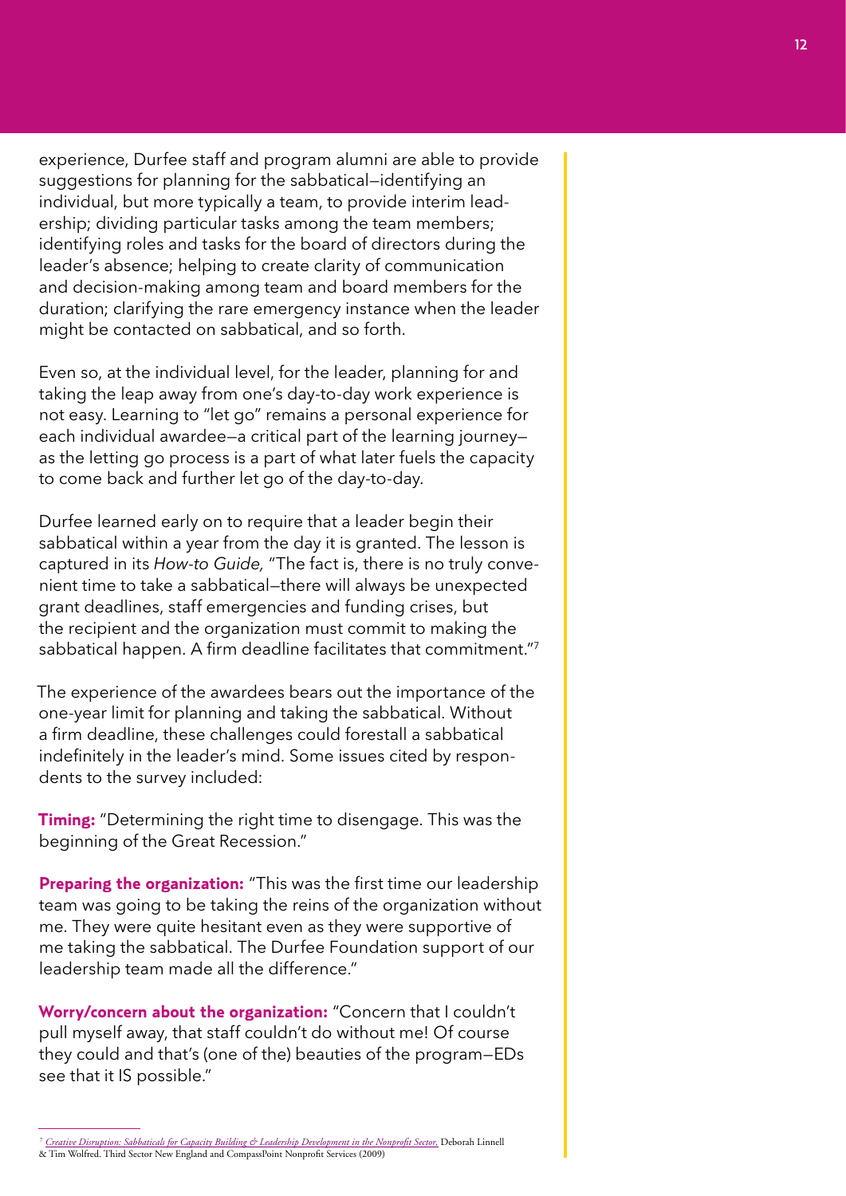experience, Durfee staff and program alumni are able to provide suggestions for planning for the sabbatical—identifying an individual, but more typically a team, to provide interim leadership; dividing particular tasks among the team members; identifying roles and tasks for the board of directors during the leader's absence; helping to create clarity of communication and decision-making among team and board members for the duration; clarifying the rare emergency instance when the leader might be contacted on sabbatical, and so forth.

Even so, at the individual level, for the leader, planning for and taking the leap away from one's day-to-day work experience is not easy. Learning to "let go" remains a personal experience for each individual awardee—a critical part of the learning journey—as the letting go process is a part of what later fuels the capacity to come back and further let go of the day-to-day.

Durfee learned early on to require that a leader begin their sabbatical within a year from the day it is granted. The lesson is captured in its *How-to Guide,* "The fact is, there is no truly convenient time to take a sabbatical—there will always be unexpected grant deadlines, staff emergencies and funding crises, but the recipient and the organization must commit to making the sabbatical happen. A firm deadline facilitates that commitment."[7]

The experience of the awardees bears out the importance of the one-year limit for planning and taking the sabbatical. Without a firm deadline, these challenges could forestall a sabbatical indefinitely in the leader's mind. Some issues cited by respondents to the survey included:

**Timing:** "Determining the right time to disengage. This was the beginning of the Great Recession."

**Preparing the organization:** "This was the first time our leadership team was going to be taking the reins of the organization without me. They were quite hesitant even as they were supportive of me taking the sabbatical. The Durfee Foundation support of our leadership team made all the difference."

**Worry/concern about the organization:** "Concern that I couldn't pull myself away, that staff couldn't do without me! Of course they could and that's (one of the) beauties of the program—EDs see that it IS possible."

---

[7] *Creative Disruption: Sabbaticals for Capacity Building & Leadership Development in the Nonprofit Sector,* Deborah Linnell & Tim Wolfred. Third Sector New England and CompassPoint Nonprofit Services (2009)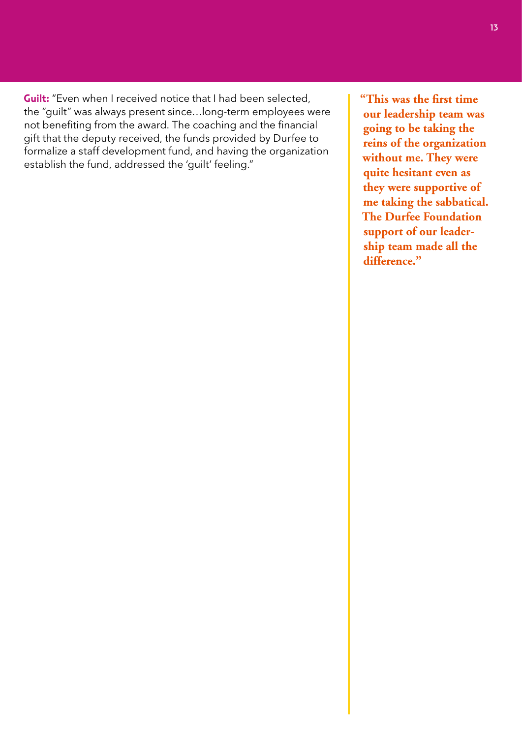**Guilt:** "Even when I received notice that I had been selected, the "guilt" was always present since…long-term employees were not benefiting from the award. The coaching and the financial gift that the deputy received, the funds provided by Durfee to formalize a staff development fund, and having the organization establish the fund, addressed the 'guilt' feeling."

> **"This was the first time our leadership team was going to be taking the reins of the organization without me. They were quite hesitant even as they were supportive of me taking the sabbatical. The Durfee Foundation support of our leadership team made all the difference."**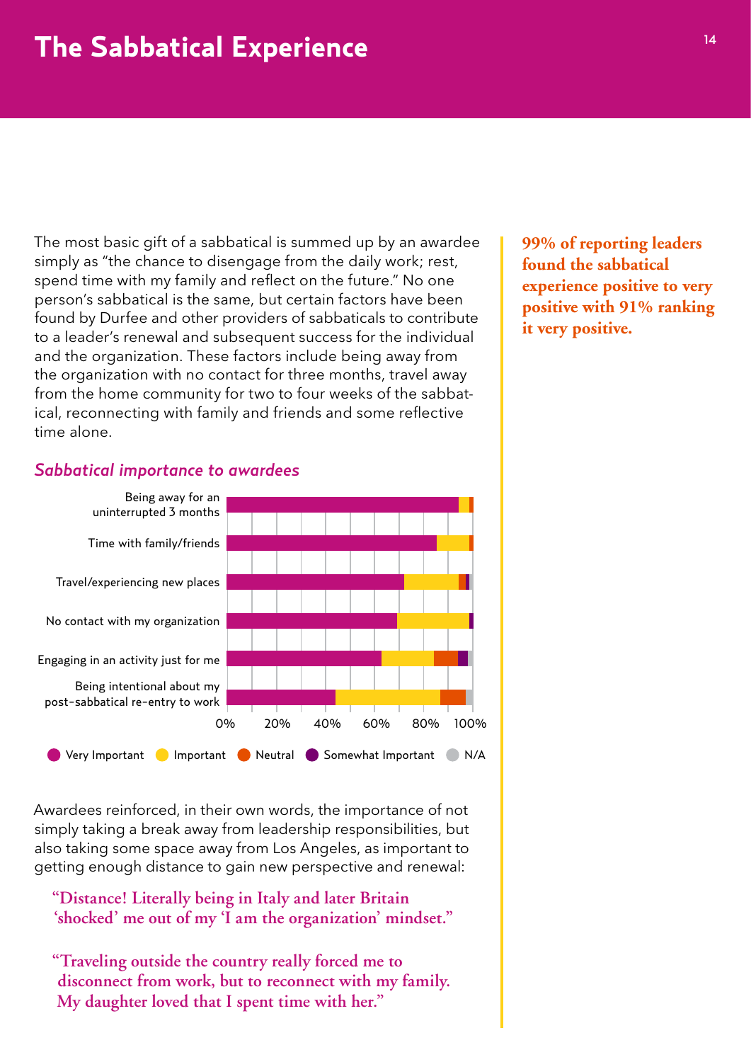# The Sabbatical Experience

The most basic gift of a sabbatical is summed up by an awardee simply as "the chance to disengage from the daily work; rest, spend time with my family and reflect on the future." No one person's sabbatical is the same, but certain factors have been found by Durfee and other providers of sabbaticals to contribute to a leader's renewal and subsequent success for the individual and the organization. These factors include being away from the organization with no contact for three months, travel away from the home community for two to four weeks of the sabbatical, reconnecting with family and friends and some reflective time alone.

**99% of reporting leaders found the sabbatical experience positive to very positive with 91% ranking it very positive.**

### *Sabbatical importance to awardees*

Being away for an uninterrupted 3 months

Time with family/friends

Travel/experiencing new places

No contact with my organization

Engaging in an activity just for me

Being intentional about my post-sabbatical re-entry to work

0% 20% 40% 60% 80% 100%

Very Important · Important · Neutral · Somewhat Important · N/A

Awardees reinforced, in their own words, the importance of not simply taking a break away from leadership responsibilities, but also taking some space away from Los Angeles, as important to getting enough distance to gain new perspective and renewal:

> **"Distance! Literally being in Italy and later Britain 'shocked' me out of my 'I am the organization' mindset."**

> **"Traveling outside the country really forced me to disconnect from work, but to reconnect with my family. My daughter loved that I spent time with her."**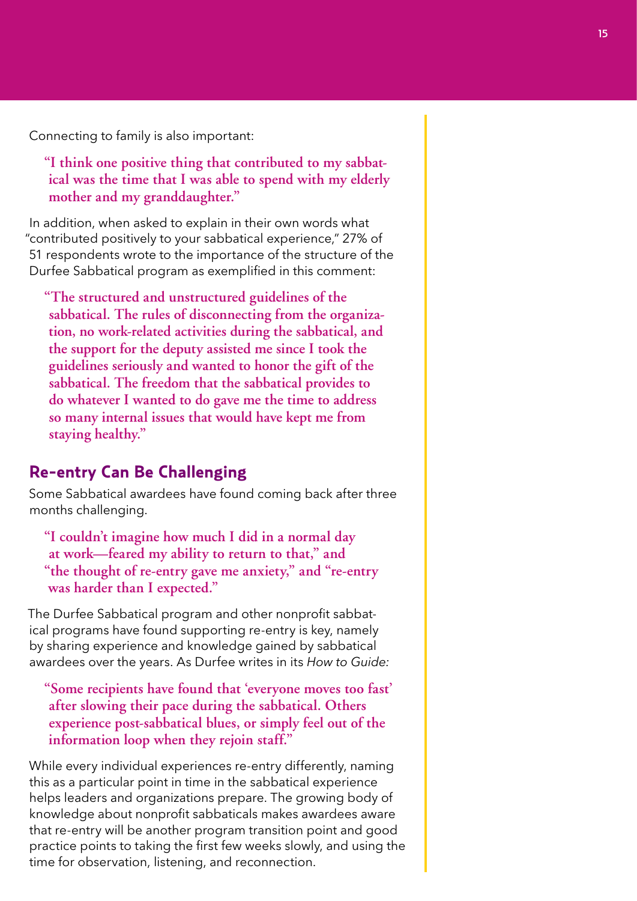Connecting to family is also important:

> **"I think one positive thing that contributed to my sabbatical was the time that I was able to spend with my elderly mother and my granddaughter."**

In addition, when asked to explain in their own words what "contributed positively to your sabbatical experience," 27% of 51 respondents wrote to the importance of the structure of the Durfee Sabbatical program as exemplified in this comment:

> **"The structured and unstructured guidelines of the sabbatical. The rules of disconnecting from the organization, no work-related activities during the sabbatical, and the support for the deputy assisted me since I took the guidelines seriously and wanted to honor the gift of the sabbatical. The freedom that the sabbatical provides to do whatever I wanted to do gave me the time to address so many internal issues that would have kept me from staying healthy."**

## Re-entry Can Be Challenging

Some Sabbatical awardees have found coming back after three months challenging.

> **"I couldn't imagine how much I did in a normal day at work—feared my ability to return to that," and "the thought of re-entry gave me anxiety," and "re-entry was harder than I expected."**

The Durfee Sabbatical program and other nonprofit sabbatical programs have found supporting re-entry is key, namely by sharing experience and knowledge gained by sabbatical awardees over the years. As Durfee writes in its *How to Guide:*

> **"Some recipients have found that 'everyone moves too fast' after slowing their pace during the sabbatical. Others experience post-sabbatical blues, or simply feel out of the information loop when they rejoin staff."**

While every individual experiences re-entry differently, naming this as a particular point in time in the sabbatical experience helps leaders and organizations prepare. The growing body of knowledge about nonprofit sabbaticals makes awardees aware that re-entry will be another program transition point and good practice points to taking the first few weeks slowly, and using the time for observation, listening, and reconnection.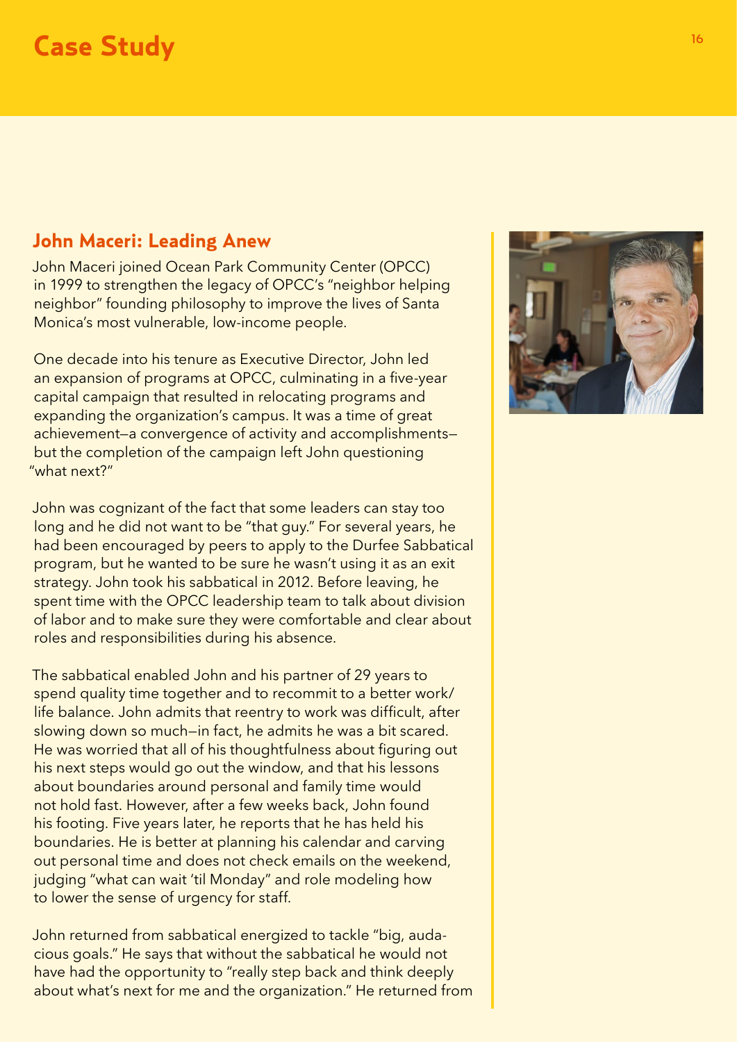# Case Study

## John Maceri: Leading Anew

John Maceri joined Ocean Park Community Center (OPCC) in 1999 to strengthen the legacy of OPCC's "neighbor helping neighbor" founding philosophy to improve the lives of Santa Monica's most vulnerable, low-income people.

One decade into his tenure as Executive Director, John led an expansion of programs at OPCC, culminating in a five-year capital campaign that resulted in relocating programs and expanding the organization's campus. It was a time of great achievement—a convergence of activity and accomplishments—but the completion of the campaign left John questioning "what next?"

John was cognizant of the fact that some leaders can stay too long and he did not want to be "that guy." For several years, he had been encouraged by peers to apply to the Durfee Sabbatical program, but he wanted to be sure he wasn't using it as an exit strategy. John took his sabbatical in 2012. Before leaving, he spent time with the OPCC leadership team to talk about division of labor and to make sure they were comfortable and clear about roles and responsibilities during his absence.

The sabbatical enabled John and his partner of 29 years to spend quality time together and to recommit to a better work/life balance. John admits that reentry to work was difficult, after slowing down so much—in fact, he admits he was a bit scared. He was worried that all of his thoughtfulness about figuring out his next steps would go out the window, and that his lessons about boundaries around personal and family time would not hold fast. However, after a few weeks back, John found his footing. Five years later, he reports that he has held his boundaries. He is better at planning his calendar and carving out personal time and does not check emails on the weekend, judging "what can wait 'til Monday" and role modeling how to lower the sense of urgency for staff.

John returned from sabbatical energized to tackle "big, audacious goals." He says that without the sabbatical he would not have had the opportunity to "really step back and think deeply about what's next for me and the organization." He returned from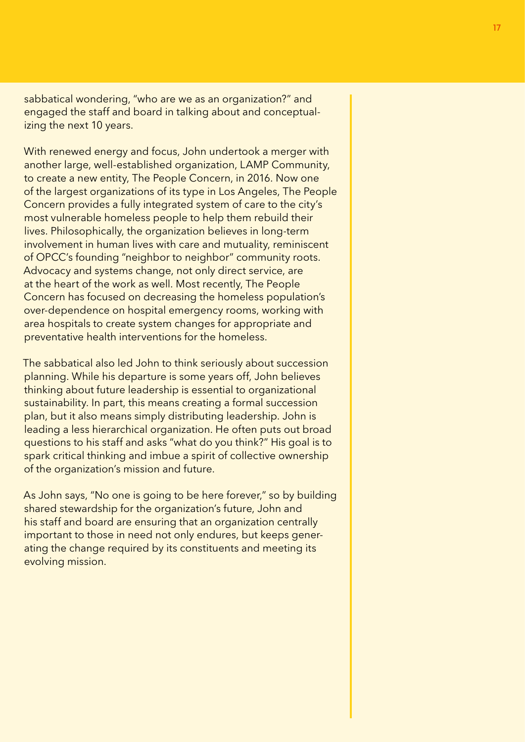sabbatical wondering, "who are we as an organization?" and engaged the staff and board in talking about and conceptualizing the next 10 years.

With renewed energy and focus, John undertook a merger with another large, well-established organization, LAMP Community, to create a new entity, The People Concern, in 2016. Now one of the largest organizations of its type in Los Angeles, The People Concern provides a fully integrated system of care to the city's most vulnerable homeless people to help them rebuild their lives. Philosophically, the organization believes in long-term involvement in human lives with care and mutuality, reminiscent of OPCC's founding "neighbor to neighbor" community roots. Advocacy and systems change, not only direct service, are at the heart of the work as well. Most recently, The People Concern has focused on decreasing the homeless population's over-dependence on hospital emergency rooms, working with area hospitals to create system changes for appropriate and preventative health interventions for the homeless.

The sabbatical also led John to think seriously about succession planning. While his departure is some years off, John believes thinking about future leadership is essential to organizational sustainability. In part, this means creating a formal succession plan, but it also means simply distributing leadership. John is leading a less hierarchical organization. He often puts out broad questions to his staff and asks "what do you think?" His goal is to spark critical thinking and imbue a spirit of collective ownership of the organization's mission and future.

As John says, "No one is going to be here forever," so by building shared stewardship for the organization's future, John and his staff and board are ensuring that an organization centrally important to those in need not only endures, but keeps generating the change required by its constituents and meeting its evolving mission.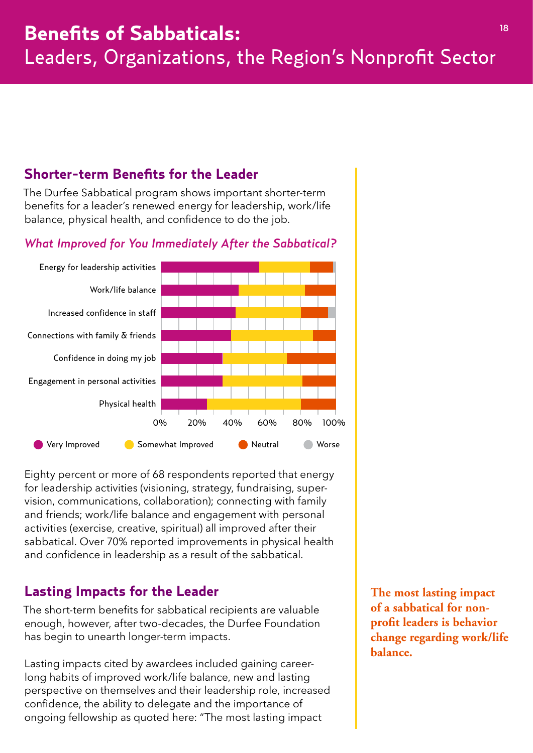# **Benefits of Sabbaticals:** Leaders, Organizations, the Region's Nonprofit Sector

## Shorter-term Benefits for the Leader

The Durfee Sabbatical program shows important shorter-term benefits for a leader's renewed energy for leadership, work/life balance, physical health, and confidence to do the job.

*What Improved for You Immediately After the Sabbatical?*

Energy for leadership activities

Work/life balance

Increased confidence in staff

Connections with family & friends

Confidence in doing my job

Engagement in personal activities

Physical health

0% 20% 40% 60% 80% 100%

Very Improved Somewhat Improved Neutral Worse

Eighty percent or more of 68 respondents reported that energy for leadership activities (visioning, strategy, fundraising, supervision, communications, collaboration); connecting with family and friends; work/life balance and engagement with personal activities (exercise, creative, spiritual) all improved after their sabbatical. Over 70% reported improvements in physical health and confidence in leadership as a result of the sabbatical.

## Lasting Impacts for the Leader

The short-term benefits for sabbatical recipients are valuable enough, however, after two-decades, the Durfee Foundation has begin to unearth longer-term impacts.

Lasting impacts cited by awardees included gaining career-long habits of improved work/life balance, new and lasting perspective on themselves and their leadership role, increased confidence, the ability to delegate and the importance of ongoing fellowship as quoted here: "The most lasting impact

**The most lasting impact of a sabbatical for non-profit leaders is behavior change regarding work/life balance.**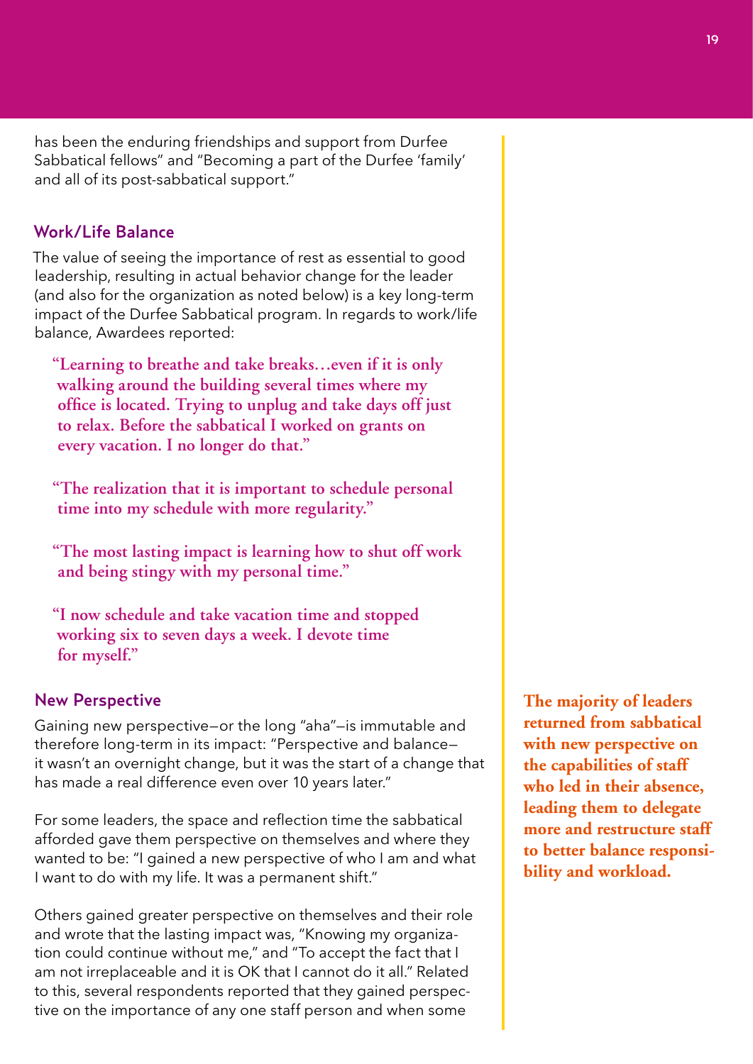has been the enduring friendships and support from Durfee Sabbatical fellows" and "Becoming a part of the Durfee 'family' and all of its post-sabbatical support."

### Work/Life Balance

The value of seeing the importance of rest as essential to good leadership, resulting in actual behavior change for the leader (and also for the organization as noted below) is a key long-term impact of the Durfee Sabbatical program. In regards to work/life balance, Awardees reported:

> **"Learning to breathe and take breaks…even if it is only walking around the building several times where my office is located. Trying to unplug and take days off just to relax. Before the sabbatical I worked on grants on every vacation. I no longer do that."**

> **"The realization that it is important to schedule personal time into my schedule with more regularity."**

> **"The most lasting impact is learning how to shut off work and being stingy with my personal time."**

> **"I now schedule and take vacation time and stopped working six to seven days a week. I devote time for myself."**

### New Perspective

Gaining new perspective—or the long "aha"—is immutable and therefore long-term in its impact: "Perspective and balance—it wasn't an overnight change, but it was the start of a change that has made a real difference even over 10 years later."

For some leaders, the space and reflection time the sabbatical afforded gave them perspective on themselves and where they wanted to be: "I gained a new perspective of who I am and what I want to do with my life. It was a permanent shift."

Others gained greater perspective on themselves and their role and wrote that the lasting impact was, "Knowing my organization could continue without me," and "To accept the fact that I am not irreplaceable and it is OK that I cannot do it all." Related to this, several respondents reported that they gained perspective on the importance of any one staff person and when some

**The majority of leaders returned from sabbatical with new perspective on the capabilities of staff who led in their absence, leading them to delegate more and restructure staff to better balance responsibility and workload.**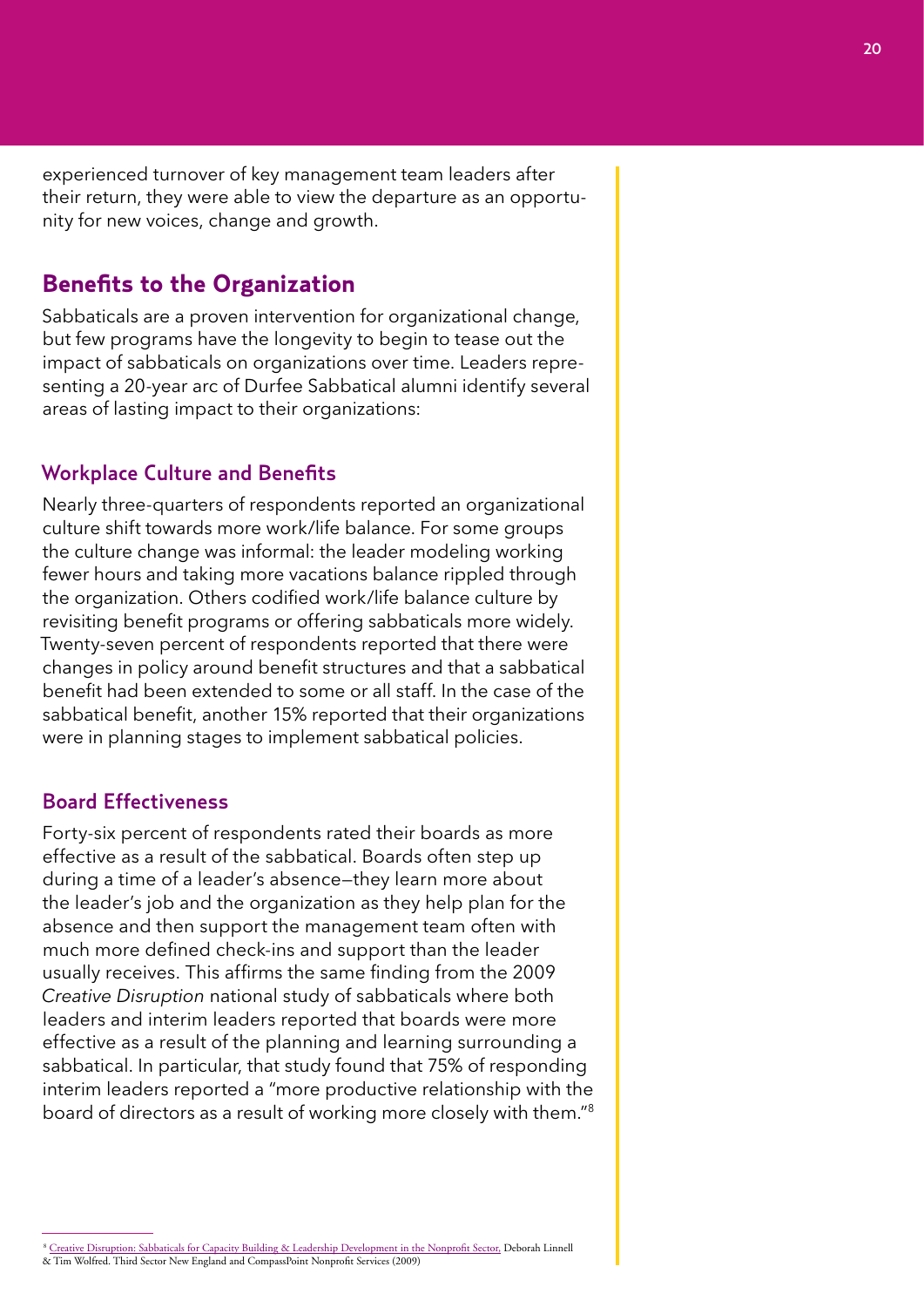experienced turnover of key management team leaders after their return, they were able to view the departure as an opportunity for new voices, change and growth.

## Benefits to the Organization

Sabbaticals are a proven intervention for organizational change, but few programs have the longevity to begin to tease out the impact of sabbaticals on organizations over time. Leaders representing a 20-year arc of Durfee Sabbatical alumni identify several areas of lasting impact to their organizations:

### Workplace Culture and Benefits

Nearly three-quarters of respondents reported an organizational culture shift towards more work/life balance. For some groups the culture change was informal: the leader modeling working fewer hours and taking more vacations balance rippled through the organization. Others codified work/life balance culture by revisiting benefit programs or offering sabbaticals more widely. Twenty-seven percent of respondents reported that there were changes in policy around benefit structures and that a sabbatical benefit had been extended to some or all staff. In the case of the sabbatical benefit, another 15% reported that their organizations were in planning stages to implement sabbatical policies.

### Board Effectiveness

Forty-six percent of respondents rated their boards as more effective as a result of the sabbatical. Boards often step up during a time of a leader's absence—they learn more about the leader's job and the organization as they help plan for the absence and then support the management team often with much more defined check-ins and support than the leader usually receives. This affirms the same finding from the 2009 *Creative Disruption* national study of sabbaticals where both leaders and interim leaders reported that boards were more effective as a result of the planning and learning surrounding a sabbatical. In particular, that study found that 75% of responding interim leaders reported a "more productive relationship with the board of directors as a result of working more closely with them."[8]

---

[8] Creative Disruption: Sabbaticals for Capacity Building & Leadership Development in the Nonprofit Sector, Deborah Linnell & Tim Wolfred. Third Sector New England and CompassPoint Nonprofit Services (2009)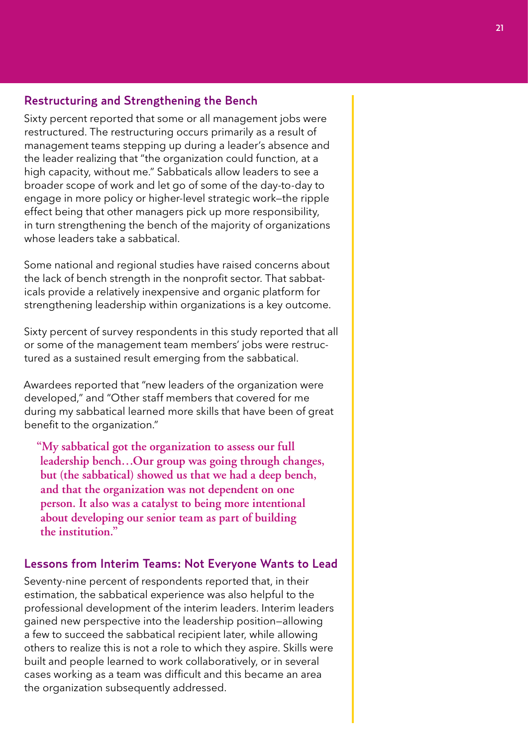## Restructuring and Strengthening the Bench

Sixty percent reported that some or all management jobs were restructured. The restructuring occurs primarily as a result of management teams stepping up during a leader's absence and the leader realizing that "the organization could function, at a high capacity, without me." Sabbaticals allow leaders to see a broader scope of work and let go of some of the day-to-day to engage in more policy or higher-level strategic work—the ripple effect being that other managers pick up more responsibility, in turn strengthening the bench of the majority of organizations whose leaders take a sabbatical.

Some national and regional studies have raised concerns about the lack of bench strength in the nonprofit sector. That sabbaticals provide a relatively inexpensive and organic platform for strengthening leadership within organizations is a key outcome.

Sixty percent of survey respondents in this study reported that all or some of the management team members' jobs were restructured as a sustained result emerging from the sabbatical.

Awardees reported that "new leaders of the organization were developed," and "Other staff members that covered for me during my sabbatical learned more skills that have been of great benefit to the organization."

> **"My sabbatical got the organization to assess our full leadership bench…Our group was going through changes, but (the sabbatical) showed us that we had a deep bench, and that the organization was not dependent on one person. It also was a catalyst to being more intentional about developing our senior team as part of building the institution."**

## Lessons from Interim Teams: Not Everyone Wants to Lead

Seventy-nine percent of respondents reported that, in their estimation, the sabbatical experience was also helpful to the professional development of the interim leaders. Interim leaders gained new perspective into the leadership position—allowing a few to succeed the sabbatical recipient later, while allowing others to realize this is not a role to which they aspire. Skills were built and people learned to work collaboratively, or in several cases working as a team was difficult and this became an area the organization subsequently addressed.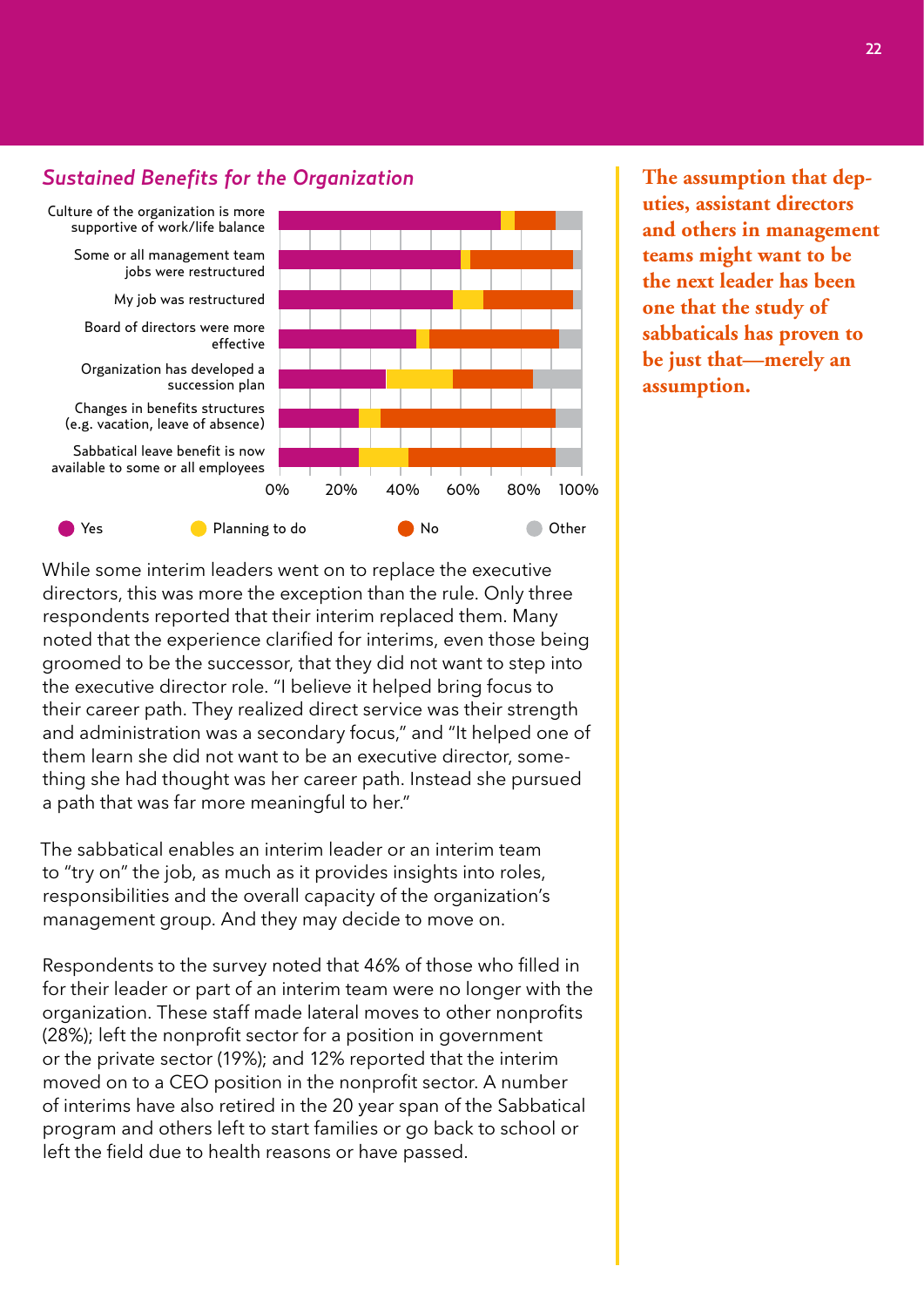## *Sustained Benefits for the Organization*

Culture of the organization is more supportive of work/life balance

Some or all management team jobs were restructured

My job was restructured

Board of directors were more effective

Organization has developed a succession plan

Changes in benefits structures (e.g. vacation, leave of absence)

Sabbatical leave benefit is now available to some or all employees

0% 20% 40% 60% 80% 100%

Yes · Planning to do · No · Other

**The assumption that deputies, assistant directors and others in management teams might want to be the next leader has been one that the study of sabbaticals has proven to be just that—merely an assumption.**

While some interim leaders went on to replace the executive directors, this was more the exception than the rule. Only three respondents reported that their interim replaced them. Many noted that the experience clarified for interims, even those being groomed to be the successor, that they did not want to step into the executive director role. "I believe it helped bring focus to their career path. They realized direct service was their strength and administration was a secondary focus," and "It helped one of them learn she did not want to be an executive director, something she had thought was her career path. Instead she pursued a path that was far more meaningful to her."

The sabbatical enables an interim leader or an interim team to "try on" the job, as much as it provides insights into roles, responsibilities and the overall capacity of the organization's management group. And they may decide to move on.

Respondents to the survey noted that 46% of those who filled in for their leader or part of an interim team were no longer with the organization. These staff made lateral moves to other nonprofits (28%); left the nonprofit sector for a position in government or the private sector (19%); and 12% reported that the interim moved on to a CEO position in the nonprofit sector. A number of interims have also retired in the 20 year span of the Sabbatical program and others left to start families or go back to school or left the field due to health reasons or have passed.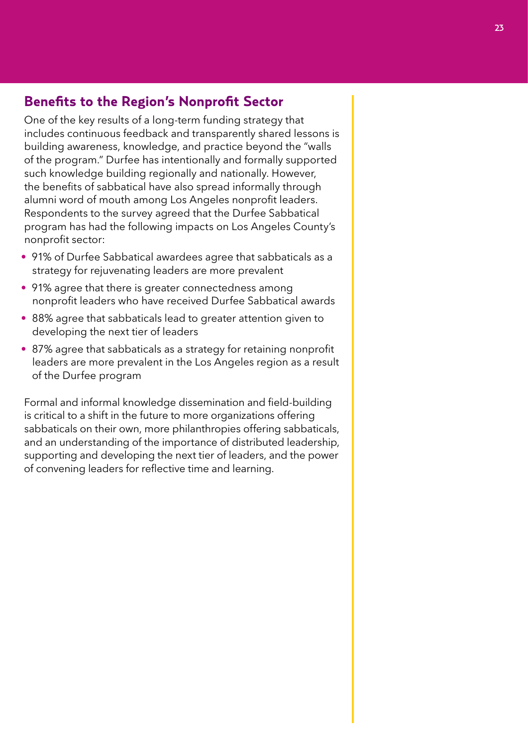## Benefits to the Region's Nonprofit Sector

One of the key results of a long-term funding strategy that includes continuous feedback and transparently shared lessons is building awareness, knowledge, and practice beyond the "walls of the program." Durfee has intentionally and formally supported such knowledge building regionally and nationally. However, the benefits of sabbatical have also spread informally through alumni word of mouth among Los Angeles nonprofit leaders. Respondents to the survey agreed that the Durfee Sabbatical program has had the following impacts on Los Angeles County's nonprofit sector:

- 91% of Durfee Sabbatical awardees agree that sabbaticals as a strategy for rejuvenating leaders are more prevalent
- 91% agree that there is greater connectedness among nonprofit leaders who have received Durfee Sabbatical awards
- 88% agree that sabbaticals lead to greater attention given to developing the next tier of leaders
- 87% agree that sabbaticals as a strategy for retaining nonprofit leaders are more prevalent in the Los Angeles region as a result of the Durfee program

Formal and informal knowledge dissemination and field-building is critical to a shift in the future to more organizations offering sabbaticals on their own, more philanthropies offering sabbaticals, and an understanding of the importance of distributed leadership, supporting and developing the next tier of leaders, and the power of convening leaders for reflective time and learning.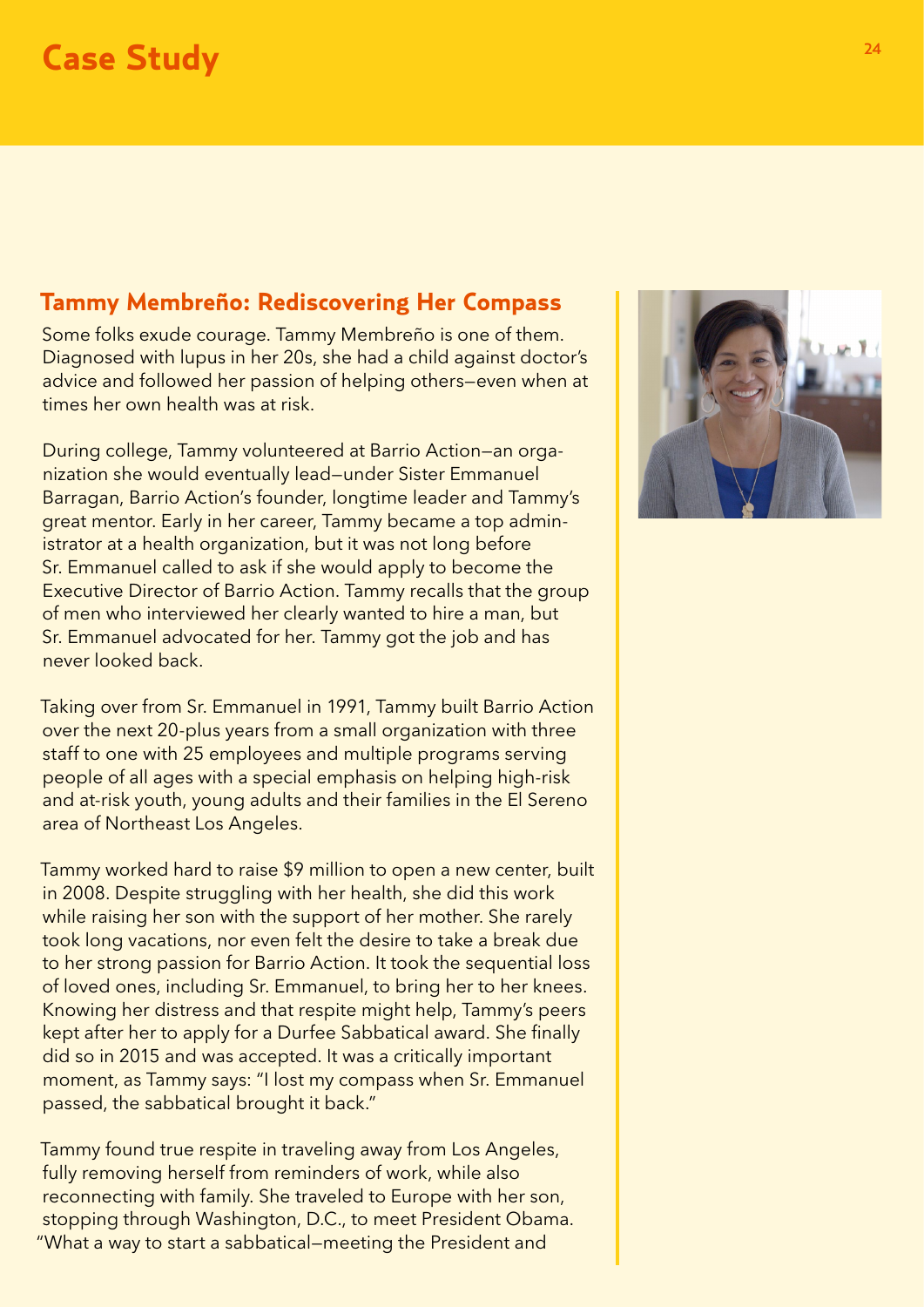# Case Study

## Tammy Membreño: Rediscovering Her Compass

Some folks exude courage. Tammy Membreño is one of them. Diagnosed with lupus in her 20s, she had a child against doctor's advice and followed her passion of helping others—even when at times her own health was at risk.

During college, Tammy volunteered at Barrio Action—an organization she would eventually lead—under Sister Emmanuel Barragan, Barrio Action's founder, longtime leader and Tammy's great mentor. Early in her career, Tammy became a top administrator at a health organization, but it was not long before Sr. Emmanuel called to ask if she would apply to become the Executive Director of Barrio Action. Tammy recalls that the group of men who interviewed her clearly wanted to hire a man, but Sr. Emmanuel advocated for her. Tammy got the job and has never looked back.

Taking over from Sr. Emmanuel in 1991, Tammy built Barrio Action over the next 20-plus years from a small organization with three staff to one with 25 employees and multiple programs serving people of all ages with a special emphasis on helping high-risk and at-risk youth, young adults and their families in the El Sereno area of Northeast Los Angeles.

Tammy worked hard to raise $9 million to open a new center, built in 2008. Despite struggling with her health, she did this work while raising her son with the support of her mother. She rarely took long vacations, nor even felt the desire to take a break due to her strong passion for Barrio Action. It took the sequential loss of loved ones, including Sr. Emmanuel, to bring her to her knees. Knowing her distress and that respite might help, Tammy's peers kept after her to apply for a Durfee Sabbatical award. She finally did so in 2015 and was accepted. It was a critically important moment, as Tammy says: "I lost my compass when Sr. Emmanuel passed, the sabbatical brought it back."

Tammy found true respite in traveling away from Los Angeles, fully removing herself from reminders of work, while also reconnecting with family. She traveled to Europe with her son, stopping through Washington, D.C., to meet President Obama. "What a way to start a sabbatical—meeting the President and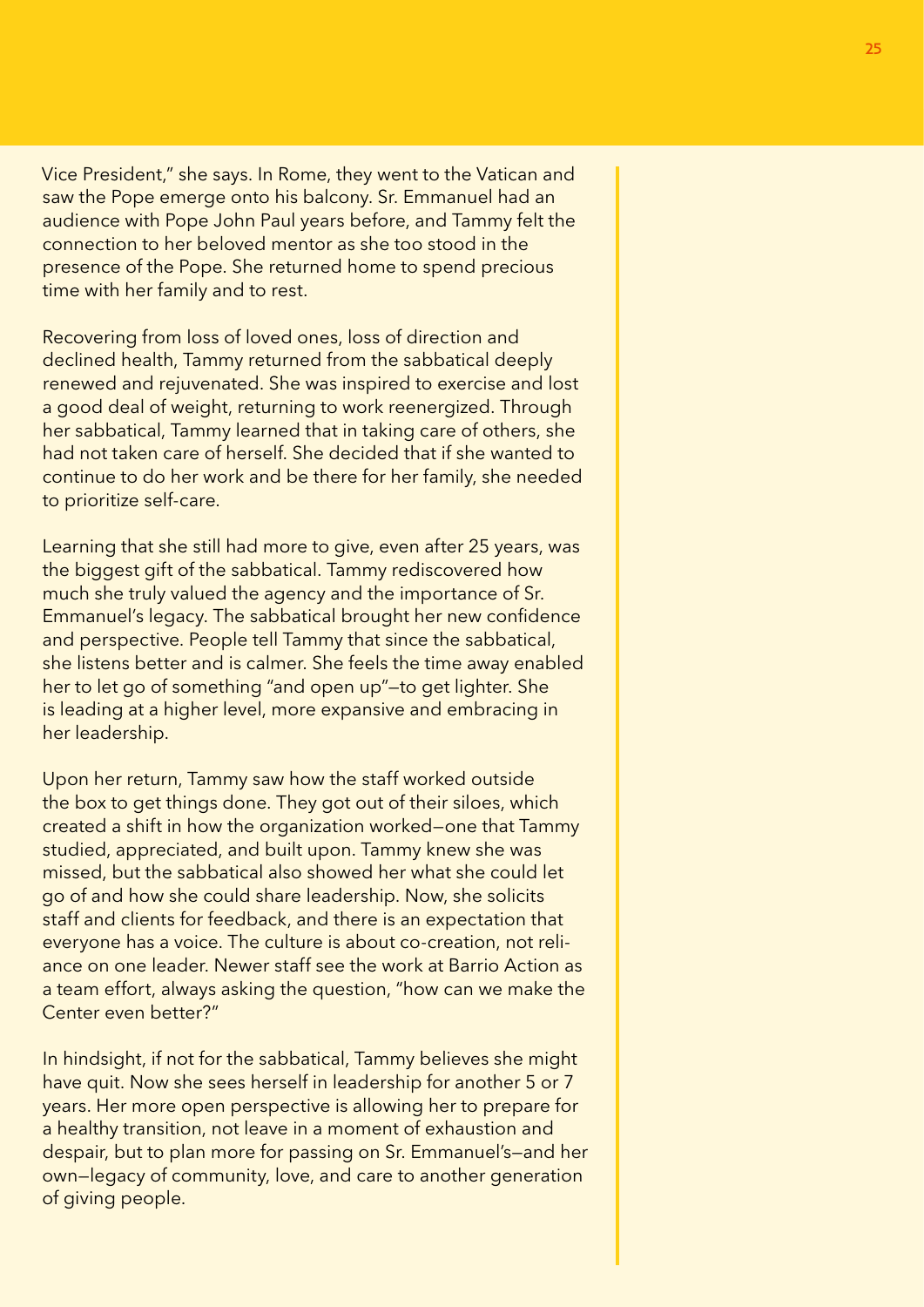Vice President," she says. In Rome, they went to the Vatican and saw the Pope emerge onto his balcony. Sr. Emmanuel had an audience with Pope John Paul years before, and Tammy felt the connection to her beloved mentor as she too stood in the presence of the Pope. She returned home to spend precious time with her family and to rest.

Recovering from loss of loved ones, loss of direction and declined health, Tammy returned from the sabbatical deeply renewed and rejuvenated. She was inspired to exercise and lost a good deal of weight, returning to work reenergized. Through her sabbatical, Tammy learned that in taking care of others, she had not taken care of herself. She decided that if she wanted to continue to do her work and be there for her family, she needed to prioritize self-care.

Learning that she still had more to give, even after 25 years, was the biggest gift of the sabbatical. Tammy rediscovered how much she truly valued the agency and the importance of Sr. Emmanuel's legacy. The sabbatical brought her new confidence and perspective. People tell Tammy that since the sabbatical, she listens better and is calmer. She feels the time away enabled her to let go of something "and open up"—to get lighter. She is leading at a higher level, more expansive and embracing in her leadership.

Upon her return, Tammy saw how the staff worked outside the box to get things done. They got out of their siloes, which created a shift in how the organization worked—one that Tammy studied, appreciated, and built upon. Tammy knew she was missed, but the sabbatical also showed her what she could let go of and how she could share leadership. Now, she solicits staff and clients for feedback, and there is an expectation that everyone has a voice. The culture is about co-creation, not reliance on one leader. Newer staff see the work at Barrio Action as a team effort, always asking the question, "how can we make the Center even better?"

In hindsight, if not for the sabbatical, Tammy believes she might have quit. Now she sees herself in leadership for another 5 or 7 years. Her more open perspective is allowing her to prepare for a healthy transition, not leave in a moment of exhaustion and despair, but to plan more for passing on Sr. Emmanuel's—and her own—legacy of community, love, and care to another generation of giving people.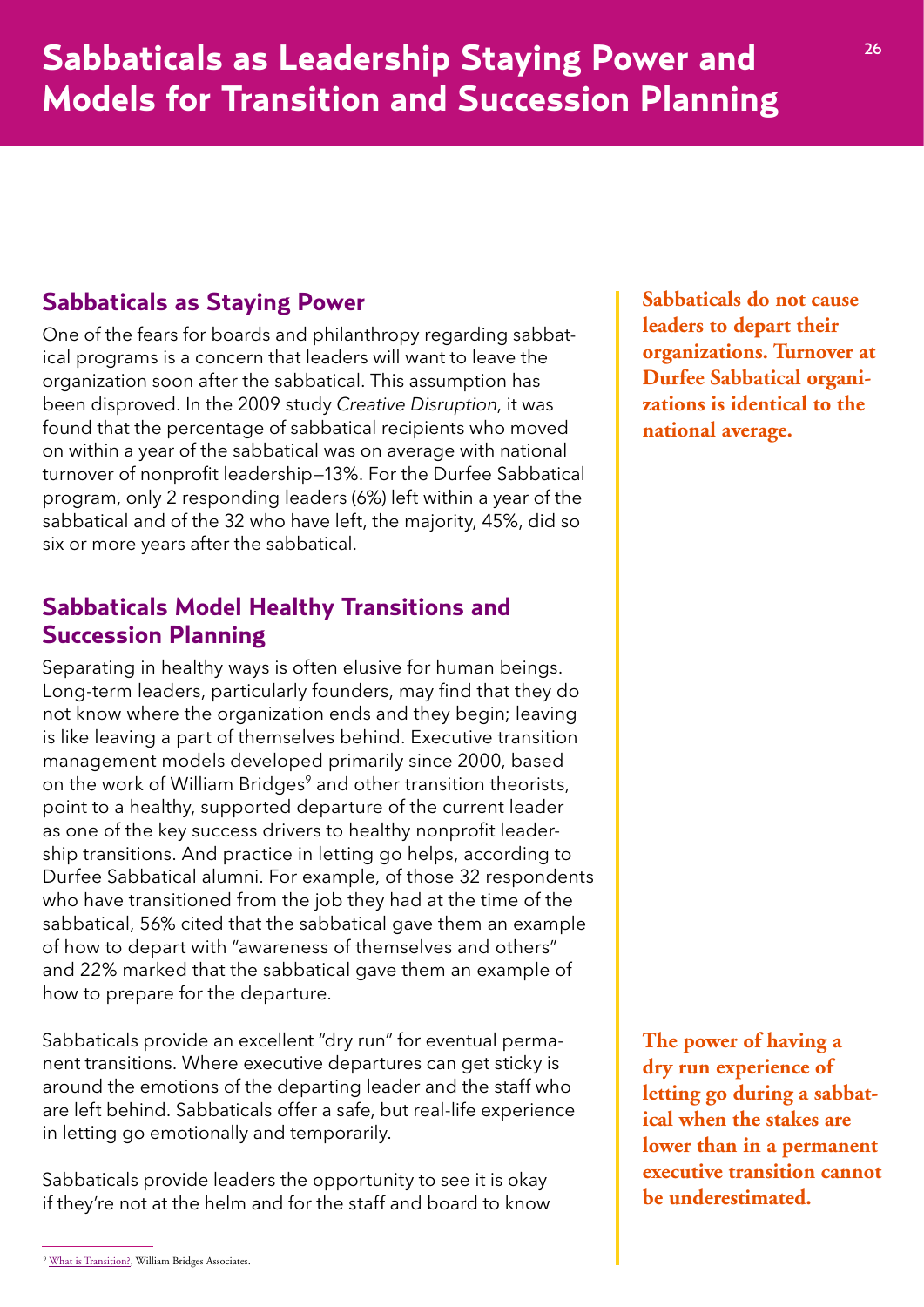# Sabbaticals as Leadership Staying Power and Models for Transition and Succession Planning

## Sabbaticals as Staying Power

One of the fears for boards and philanthropy regarding sabbatical programs is a concern that leaders will want to leave the organization soon after the sabbatical. This assumption has been disproved. In the 2009 study *Creative Disruption*, it was found that the percentage of sabbatical recipients who moved on within a year of the sabbatical was on average with national turnover of nonprofit leadership—13%. For the Durfee Sabbatical program, only 2 responding leaders (6%) left within a year of the sabbatical and of the 32 who have left, the majority, 45%, did so six or more years after the sabbatical.

**Sabbaticals do not cause leaders to depart their organizations. Turnover at Durfee Sabbatical organizations is identical to the national average.**

## Sabbaticals Model Healthy Transitions and Succession Planning

Separating in healthy ways is often elusive for human beings. Long-term leaders, particularly founders, may find that they do not know where the organization ends and they begin; leaving is like leaving a part of themselves behind. Executive transition management models developed primarily since 2000, based on the work of William Bridges[9] and other transition theorists, point to a healthy, supported departure of the current leader as one of the key success drivers to healthy nonprofit leadership transitions. And practice in letting go helps, according to Durfee Sabbatical alumni. For example, of those 32 respondents who have transitioned from the job they had at the time of the sabbatical, 56% cited that the sabbatical gave them an example of how to depart with "awareness of themselves and others" and 22% marked that the sabbatical gave them an example of how to prepare for the departure.

Sabbaticals provide an excellent "dry run" for eventual permanent transitions. Where executive departures can get sticky is around the emotions of the departing leader and the staff who are left behind. Sabbaticals offer a safe, but real-life experience in letting go emotionally and temporarily.

**The power of having a dry run experience of letting go during a sabbatical when the stakes are lower than in a permanent executive transition cannot be underestimated.**

Sabbaticals provide leaders the opportunity to see it is okay if they're not at the helm and for the staff and board to know

[9] What is Transition?, William Bridges Associates.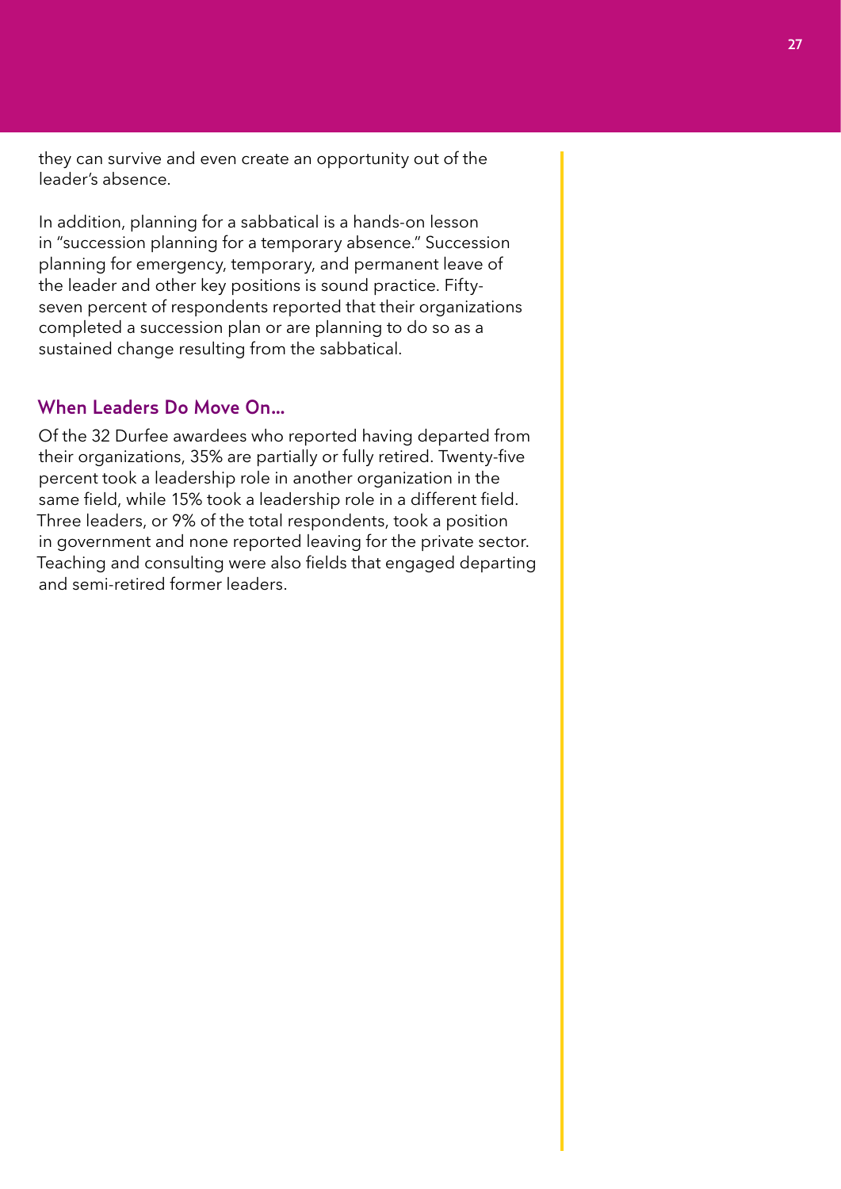they can survive and even create an opportunity out of the leader's absence.

In addition, planning for a sabbatical is a hands-on lesson in "succession planning for a temporary absence." Succession planning for emergency, temporary, and permanent leave of the leader and other key positions is sound practice. Fifty-seven percent of respondents reported that their organizations completed a succession plan or are planning to do so as a sustained change resulting from the sabbatical.

### When Leaders Do Move On...

Of the 32 Durfee awardees who reported having departed from their organizations, 35% are partially or fully retired. Twenty-five percent took a leadership role in another organization in the same field, while 15% took a leadership role in a different field. Three leaders, or 9% of the total respondents, took a position in government and none reported leaving for the private sector. Teaching and consulting were also fields that engaged departing and semi-retired former leaders.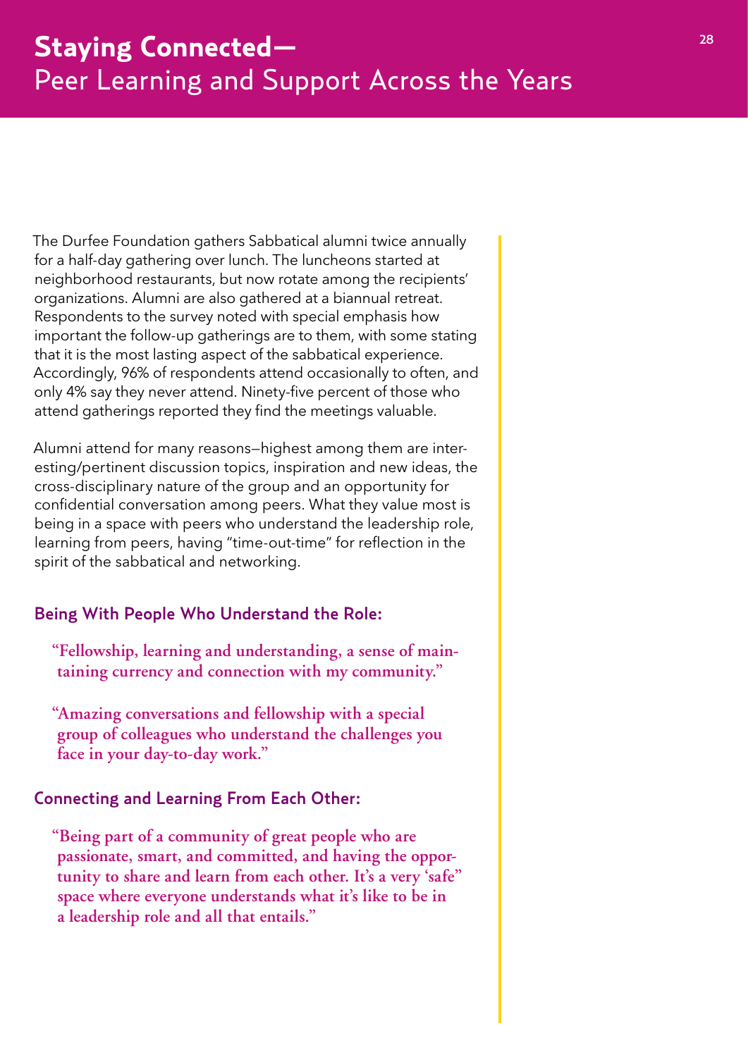# Staying Connected—
## Peer Learning and Support Across the Years

The Durfee Foundation gathers Sabbatical alumni twice annually for a half-day gathering over lunch. The luncheons started at neighborhood restaurants, but now rotate among the recipients' organizations. Alumni are also gathered at a biannual retreat. Respondents to the survey noted with special emphasis how important the follow-up gatherings are to them, with some stating that it is the most lasting aspect of the sabbatical experience. Accordingly, 96% of respondents attend occasionally to often, and only 4% say they never attend. Ninety-five percent of those who attend gatherings reported they find the meetings valuable.

Alumni attend for many reasons—highest among them are interesting/pertinent discussion topics, inspiration and new ideas, the cross-disciplinary nature of the group and an opportunity for confidential conversation among peers. What they value most is being in a space with peers who understand the leadership role, learning from peers, having "time-out-time" for reflection in the spirit of the sabbatical and networking.

### Being With People Who Understand the Role:

**"Fellowship, learning and understanding, a sense of maintaining currency and connection with my community."**

**"Amazing conversations and fellowship with a special group of colleagues who understand the challenges you face in your day-to-day work."**

### Connecting and Learning From Each Other:

**"Being part of a community of great people who are passionate, smart, and committed, and having the opportunity to share and learn from each other. It's a very 'safe" space where everyone understands what it's like to be in a leadership role and all that entails."**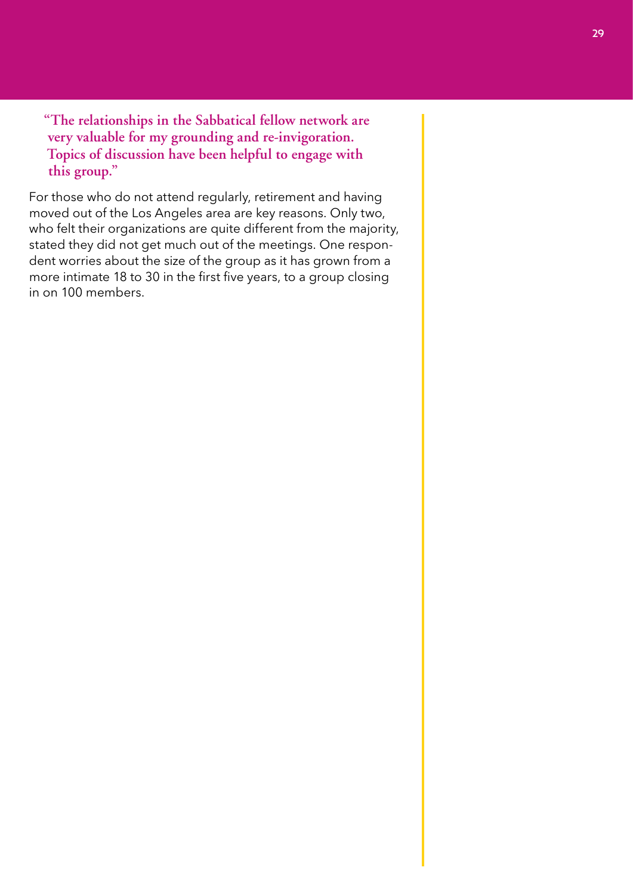**"The relationships in the Sabbatical fellow network are very valuable for my grounding and re-invigoration. Topics of discussion have been helpful to engage with this group."**

For those who do not attend regularly, retirement and having moved out of the Los Angeles area are key reasons. Only two, who felt their organizations are quite different from the majority, stated they did not get much out of the meetings. One respondent worries about the size of the group as it has grown from a more intimate 18 to 30 in the first five years, to a group closing in on 100 members.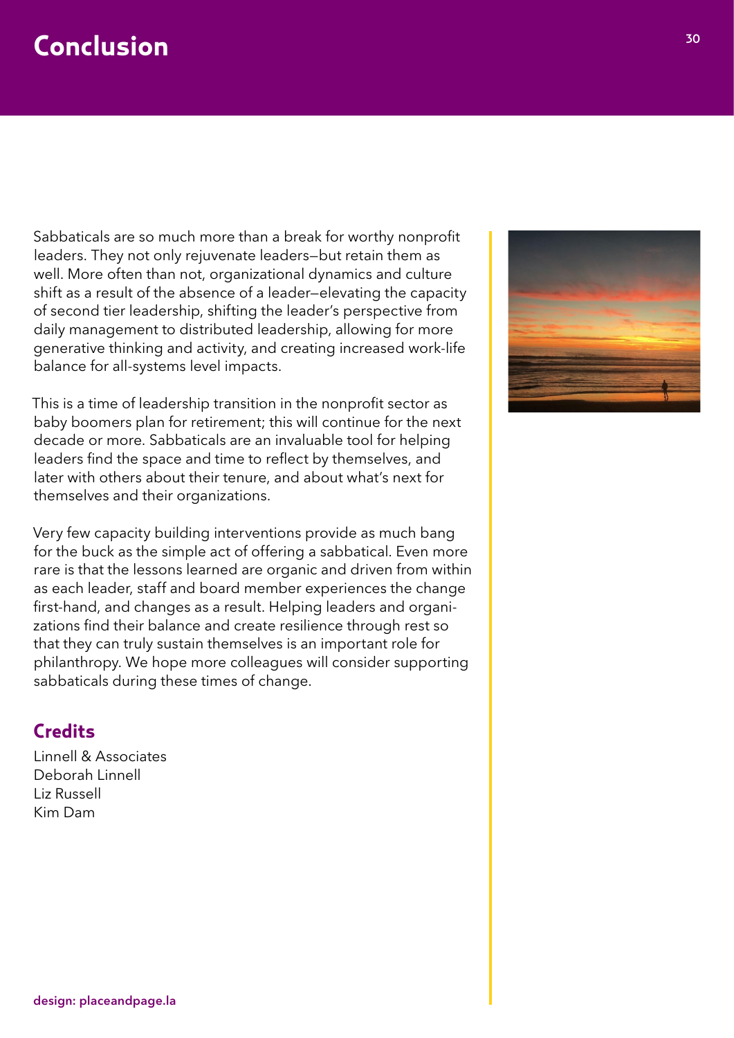# Conclusion

Sabbaticals are so much more than a break for worthy nonprofit leaders. They not only rejuvenate leaders—but retain them as well. More often than not, organizational dynamics and culture shift as a result of the absence of a leader—elevating the capacity of second tier leadership, shifting the leader's perspective from daily management to distributed leadership, allowing for more generative thinking and activity, and creating increased work-life balance for all-systems level impacts.

This is a time of leadership transition in the nonprofit sector as baby boomers plan for retirement; this will continue for the next decade or more. Sabbaticals are an invaluable tool for helping leaders find the space and time to reflect by themselves, and later with others about their tenure, and about what's next for themselves and their organizations.

Very few capacity building interventions provide as much bang for the buck as the simple act of offering a sabbatical. Even more rare is that the lessons learned are organic and driven from within as each leader, staff and board member experiences the change first-hand, and changes as a result. Helping leaders and organizations find their balance and create resilience through rest so that they can truly sustain themselves is an important role for philanthropy. We hope more colleagues will consider supporting sabbaticals during these times of change.

## Credits

Linnell & Associates
Deborah Linnell
Liz Russell
Kim Dam

design: placeandpage.la